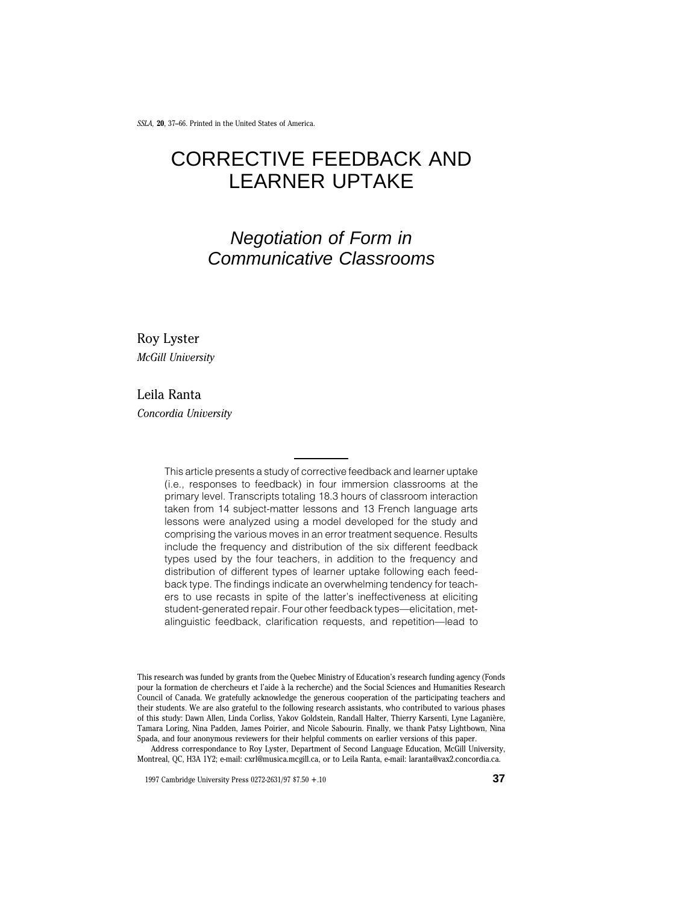# CORRECTIVE FEEDBACK AND LEARNER UPTAKE

## *Negotiation of Form in Communicative Classrooms*

Roy Lyster
*McGill University*

Leila Ranta
*Concordia University*

This article presents a study of corrective feedback and learner uptake (i.e., responses to feedback) in four immersion classrooms at the primary level. Transcripts totaling 18.3 hours of classroom interaction taken from 14 subject-matter lessons and 13 French language arts lessons were analyzed using a model developed for the study and comprising the various moves in an error treatment sequence. Results include the frequency and distribution of the six different feedback types used by the four teachers, in addition to the frequency and distribution of different types of learner uptake following each feedback type. The findings indicate an overwhelming tendency for teachers to use recasts in spite of the latter's ineffectiveness at eliciting student-generated repair. Four other feedback types—elicitation, metalinguistic feedback, clarification requests, and repetition—lead to

This research was funded by grants from the Quebec Ministry of Education's research funding agency (Fonds pour la formation de chercheurs et l'aide à la recherche) and the Social Sciences and Humanities Research Council of Canada. We gratefully acknowledge the generous cooperation of the participating teachers and their students. We are also grateful to the following research assistants, who contributed to various phases of this study: Dawn Allen, Linda Corliss, Yakov Goldstein, Randall Halter, Thierry Karsenti, Lyne Laganière, Tamara Loring, Nina Padden, James Poirier, and Nicole Sabourin. Finally, we thank Patsy Lightbown, Nina Spada, and four anonymous reviewers for their helpful comments on earlier versions of this paper.

Address correspondance to Roy Lyster, Department of Second Language Education, McGill University, Montreal, QC, H3A 1Y2; e-mail: cxrl@musica.mcgill.ca, or to Leila Ranta, e-mail: laranta@vax2.concordia.ca.

1997 Cambridge University Press 0272-2631/97 $7.50 + .10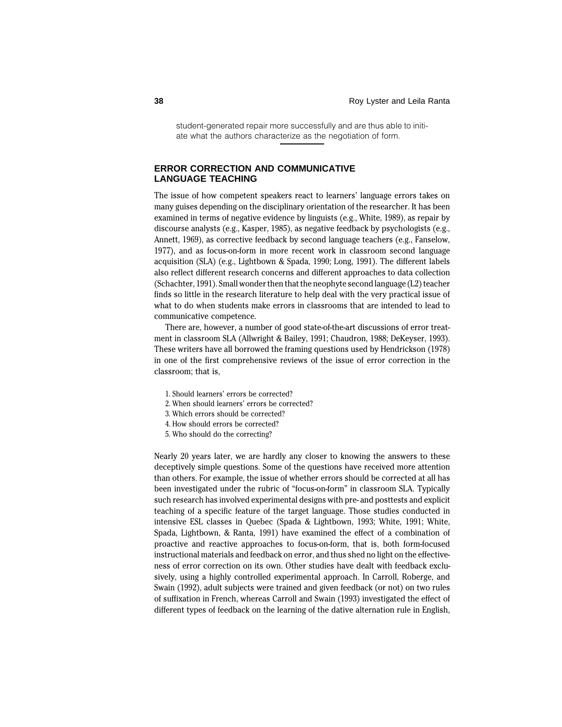student-generated repair more successfully and are thus able to initiate what the authors characterize as the negotiation of form.

## ERROR CORRECTION AND COMMUNICATIVE LANGUAGE TEACHING

The issue of how competent speakers react to learners' language errors takes on many guises depending on the disciplinary orientation of the researcher. It has been examined in terms of negative evidence by linguists (e.g., White, 1989), as repair by discourse analysts (e.g., Kasper, 1985), as negative feedback by psychologists (e.g., Annett, 1969), as corrective feedback by second language teachers (e.g., Fanselow, 1977), and as focus-on-form in more recent work in classroom second language acquisition (SLA) (e.g., Lightbown & Spada, 1990; Long, 1991). The different labels also reflect different research concerns and different approaches to data collection (Schachter, 1991). Small wonder then that the neophyte second language (L2) teacher finds so little in the research literature to help deal with the very practical issue of what to do when students make errors in classrooms that are intended to lead to communicative competence.

There are, however, a number of good state-of-the-art discussions of error treatment in classroom SLA (Allwright & Bailey, 1991; Chaudron, 1988; DeKeyser, 1993). These writers have all borrowed the framing questions used by Hendrickson (1978) in one of the first comprehensive reviews of the issue of error correction in the classroom; that is,

1. Should learners' errors be corrected?
2. When should learners' errors be corrected?
3. Which errors should be corrected?
4. How should errors be corrected?
5. Who should do the correcting?

Nearly 20 years later, we are hardly any closer to knowing the answers to these deceptively simple questions. Some of the questions have received more attention than others. For example, the issue of whether errors should be corrected at all has been investigated under the rubric of "focus-on-form" in classroom SLA. Typically such research has involved experimental designs with pre- and posttests and explicit teaching of a specific feature of the target language. Those studies conducted in intensive ESL classes in Quebec (Spada & Lightbown, 1993; White, 1991; White, Spada, Lightbown, & Ranta, 1991) have examined the effect of a combination of proactive and reactive approaches to focus-on-form, that is, both form-focused instructional materials and feedback on error, and thus shed no light on the effectiveness of error correction on its own. Other studies have dealt with feedback exclusively, using a highly controlled experimental approach. In Carroll, Roberge, and Swain (1992), adult subjects were trained and given feedback (or not) on two rules of suffixation in French, whereas Carroll and Swain (1993) investigated the effect of different types of feedback on the learning of the dative alternation rule in English,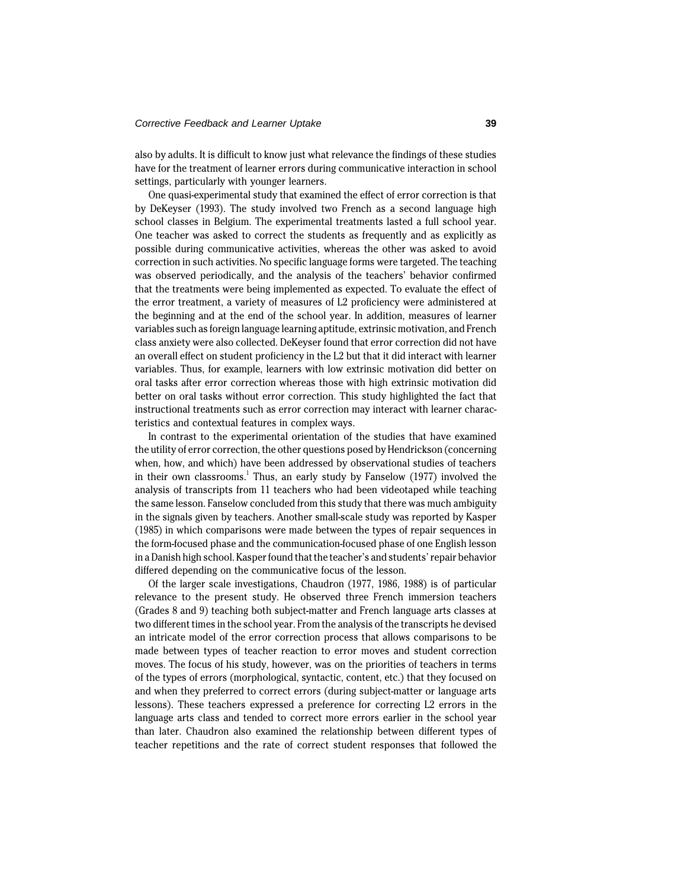also by adults. It is difficult to know just what relevance the findings of these studies have for the treatment of learner errors during communicative interaction in school settings, particularly with younger learners.

One quasi-experimental study that examined the effect of error correction is that by DeKeyser (1993). The study involved two French as a second language high school classes in Belgium. The experimental treatments lasted a full school year. One teacher was asked to correct the students as frequently and as explicitly as possible during communicative activities, whereas the other was asked to avoid correction in such activities. No specific language forms were targeted. The teaching was observed periodically, and the analysis of the teachers' behavior confirmed that the treatments were being implemented as expected. To evaluate the effect of the error treatment, a variety of measures of L2 proficiency were administered at the beginning and at the end of the school year. In addition, measures of learner variables such as foreign language learning aptitude, extrinsic motivation, and French class anxiety were also collected. DeKeyser found that error correction did not have an overall effect on student proficiency in the L2 but that it did interact with learner variables. Thus, for example, learners with low extrinsic motivation did better on oral tasks after error correction whereas those with high extrinsic motivation did better on oral tasks without error correction. This study highlighted the fact that instructional treatments such as error correction may interact with learner characteristics and contextual features in complex ways.

In contrast to the experimental orientation of the studies that have examined the utility of error correction, the other questions posed by Hendrickson (concerning when, how, and which) have been addressed by observational studies of teachers in their own classrooms.[1] Thus, an early study by Fanselow (1977) involved the analysis of transcripts from 11 teachers who had been videotaped while teaching the same lesson. Fanselow concluded from this study that there was much ambiguity in the signals given by teachers. Another small-scale study was reported by Kasper (1985) in which comparisons were made between the types of repair sequences in the form-focused phase and the communication-focused phase of one English lesson in a Danish high school. Kasper found that the teacher's and students' repair behavior differed depending on the communicative focus of the lesson.

Of the larger scale investigations, Chaudron (1977, 1986, 1988) is of particular relevance to the present study. He observed three French immersion teachers (Grades 8 and 9) teaching both subject-matter and French language arts classes at two different times in the school year. From the analysis of the transcripts he devised an intricate model of the error correction process that allows comparisons to be made between types of teacher reaction to error moves and student correction moves. The focus of his study, however, was on the priorities of teachers in terms of the types of errors (morphological, syntactic, content, etc.) that they focused on and when they preferred to correct errors (during subject-matter or language arts lessons). These teachers expressed a preference for correcting L2 errors in the language arts class and tended to correct more errors earlier in the school year than later. Chaudron also examined the relationship between different types of teacher repetitions and the rate of correct student responses that followed the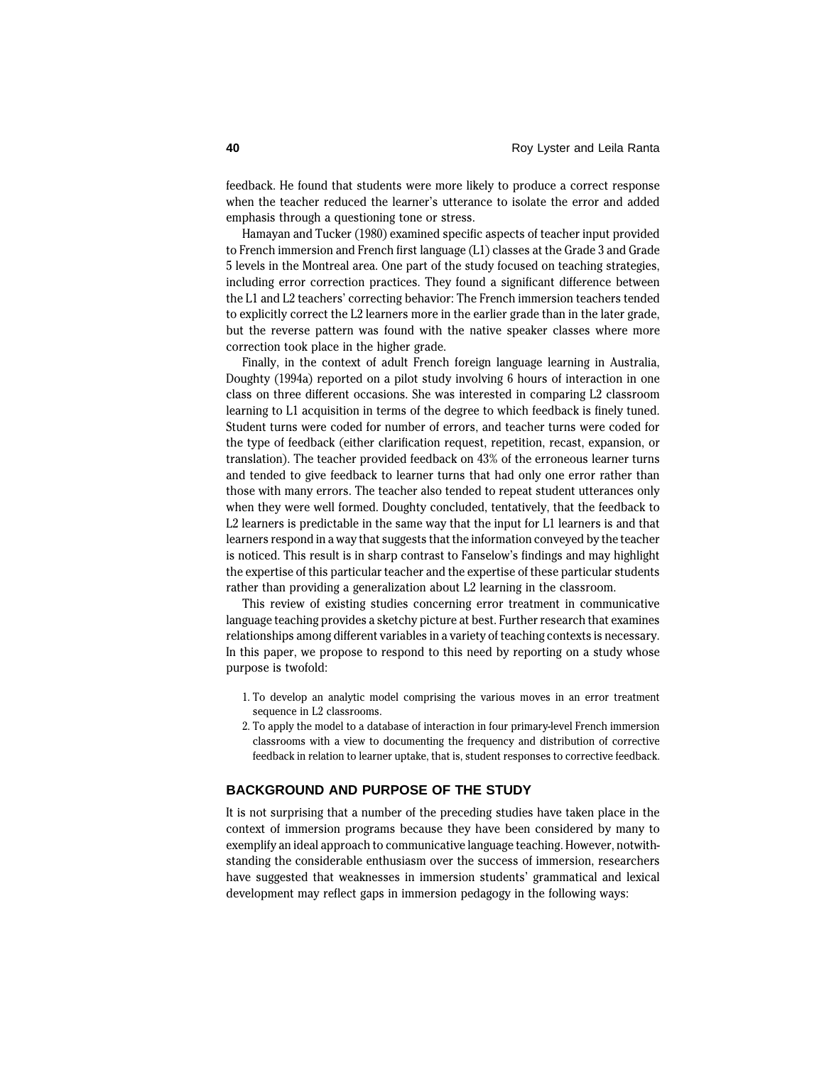feedback. He found that students were more likely to produce a correct response when the teacher reduced the learner's utterance to isolate the error and added emphasis through a questioning tone or stress.

Hamayan and Tucker (1980) examined specific aspects of teacher input provided to French immersion and French first language (L1) classes at the Grade 3 and Grade 5 levels in the Montreal area. One part of the study focused on teaching strategies, including error correction practices. They found a significant difference between the L1 and L2 teachers' correcting behavior: The French immersion teachers tended to explicitly correct the L2 learners more in the earlier grade than in the later grade, but the reverse pattern was found with the native speaker classes where more correction took place in the higher grade.

Finally, in the context of adult French foreign language learning in Australia, Doughty (1994a) reported on a pilot study involving 6 hours of interaction in one class on three different occasions. She was interested in comparing L2 classroom learning to L1 acquisition in terms of the degree to which feedback is finely tuned. Student turns were coded for number of errors, and teacher turns were coded for the type of feedback (either clarification request, repetition, recast, expansion, or translation). The teacher provided feedback on 43% of the erroneous learner turns and tended to give feedback to learner turns that had only one error rather than those with many errors. The teacher also tended to repeat student utterances only when they were well formed. Doughty concluded, tentatively, that the feedback to L2 learners is predictable in the same way that the input for L1 learners is and that learners respond in a way that suggests that the information conveyed by the teacher is noticed. This result is in sharp contrast to Fanselow's findings and may highlight the expertise of this particular teacher and the expertise of these particular students rather than providing a generalization about L2 learning in the classroom.

This review of existing studies concerning error treatment in communicative language teaching provides a sketchy picture at best. Further research that examines relationships among different variables in a variety of teaching contexts is necessary. In this paper, we propose to respond to this need by reporting on a study whose purpose is twofold:

1. To develop an analytic model comprising the various moves in an error treatment sequence in L2 classrooms.
2. To apply the model to a database of interaction in four primary-level French immersion classrooms with a view to documenting the frequency and distribution of corrective feedback in relation to learner uptake, that is, student responses to corrective feedback.

## BACKGROUND AND PURPOSE OF THE STUDY

It is not surprising that a number of the preceding studies have taken place in the context of immersion programs because they have been considered by many to exemplify an ideal approach to communicative language teaching. However, notwithstanding the considerable enthusiasm over the success of immersion, researchers have suggested that weaknesses in immersion students' grammatical and lexical development may reflect gaps in immersion pedagogy in the following ways: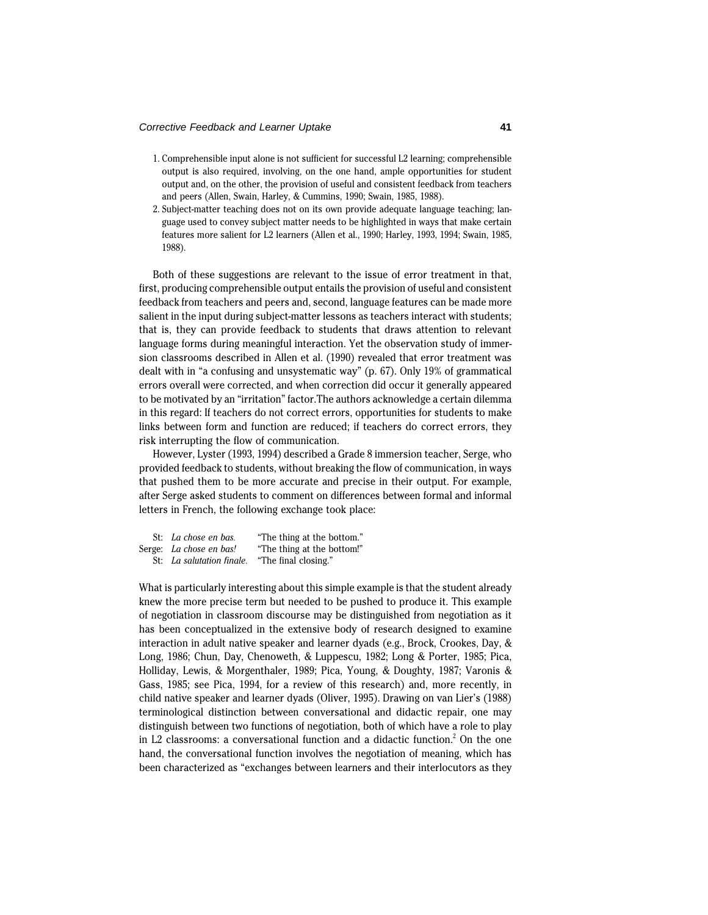1. Comprehensible input alone is not sufficient for successful L2 learning; comprehensible output is also required, involving, on the one hand, ample opportunities for student output and, on the other, the provision of useful and consistent feedback from teachers and peers (Allen, Swain, Harley, & Cummins, 1990; Swain, 1985, 1988).
2. Subject-matter teaching does not on its own provide adequate language teaching; language used to convey subject matter needs to be highlighted in ways that make certain features more salient for L2 learners (Allen et al., 1990; Harley, 1993, 1994; Swain, 1985, 1988).

Both of these suggestions are relevant to the issue of error treatment in that, first, producing comprehensible output entails the provision of useful and consistent feedback from teachers and peers and, second, language features can be made more salient in the input during subject-matter lessons as teachers interact with students; that is, they can provide feedback to students that draws attention to relevant language forms during meaningful interaction. Yet the observation study of immersion classrooms described in Allen et al. (1990) revealed that error treatment was dealt with in "a confusing and unsystematic way" (p. 67). Only 19% of grammatical errors overall were corrected, and when correction did occur it generally appeared to be motivated by an "irritation" factor.The authors acknowledge a certain dilemma in this regard: If teachers do not correct errors, opportunities for students to make links between form and function are reduced; if teachers do correct errors, they risk interrupting the flow of communication.

However, Lyster (1993, 1994) described a Grade 8 immersion teacher, Serge, who provided feedback to students, without breaking the flow of communication, in ways that pushed them to be more accurate and precise in their output. For example, after Serge asked students to comment on differences between formal and informal letters in French, the following exchange took place:

| | | |
|---|---|---|
| St: | *La chose en bas.* | "The thing at the bottom." |
| Serge: | *La chose en bas!* | "The thing at the bottom!" |
| St: | *La salutation finale.* | "The final closing." |

What is particularly interesting about this simple example is that the student already knew the more precise term but needed to be pushed to produce it. This example of negotiation in classroom discourse may be distinguished from negotiation as it has been conceptualized in the extensive body of research designed to examine interaction in adult native speaker and learner dyads (e.g., Brock, Crookes, Day, & Long, 1986; Chun, Day, Chenoweth, & Luppescu, 1982; Long & Porter, 1985; Pica, Holliday, Lewis, & Morgenthaler, 1989; Pica, Young, & Doughty, 1987; Varonis & Gass, 1985; see Pica, 1994, for a review of this research) and, more recently, in child native speaker and learner dyads (Oliver, 1995). Drawing on van Lier's (1988) terminological distinction between conversational and didactic repair, one may distinguish between two functions of negotiation, both of which have a role to play in L2 classrooms: a conversational function and a didactic function.[2] On the one hand, the conversational function involves the negotiation of meaning, which has been characterized as "exchanges between learners and their interlocutors as they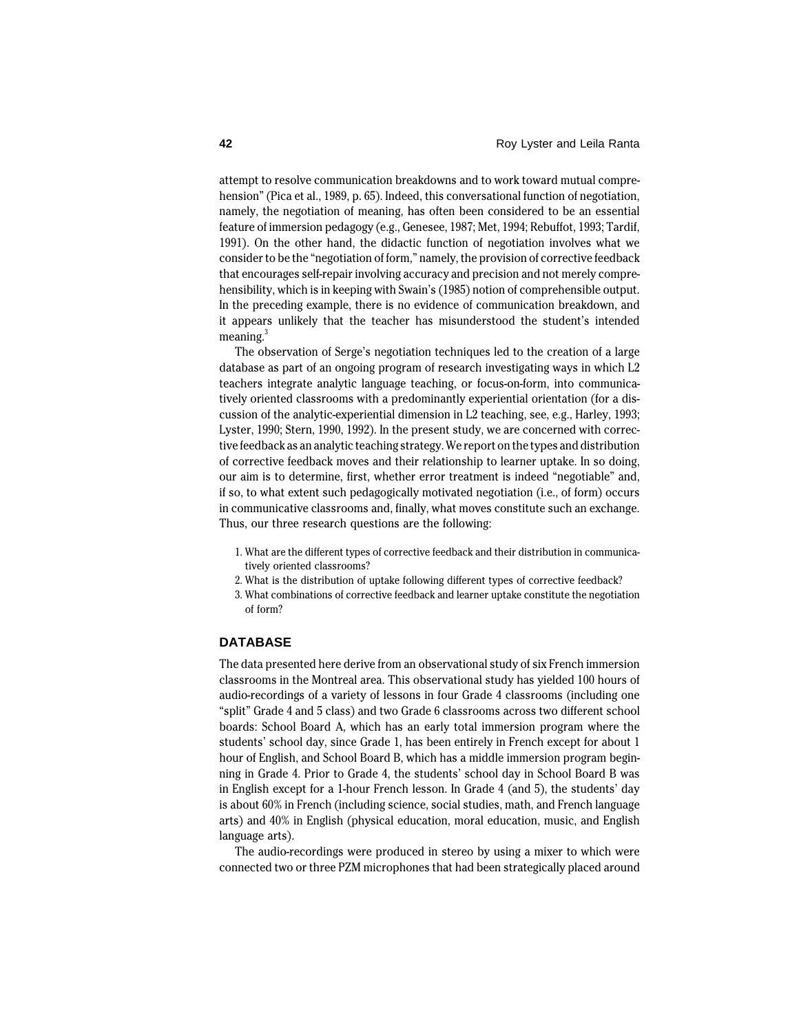attempt to resolve communication breakdowns and to work toward mutual comprehension" (Pica et al., 1989, p. 65). Indeed, this conversational function of negotiation, namely, the negotiation of meaning, has often been considered to be an essential feature of immersion pedagogy (e.g., Genesee, 1987; Met, 1994; Rebuffot, 1993; Tardif, 1991). On the other hand, the didactic function of negotiation involves what we consider to be the "negotiation of form," namely, the provision of corrective feedback that encourages self-repair involving accuracy and precision and not merely comprehensibility, which is in keeping with Swain's (1985) notion of comprehensible output. In the preceding example, there is no evidence of communication breakdown, and it appears unlikely that the teacher has misunderstood the student's intended meaning.[3]

The observation of Serge's negotiation techniques led to the creation of a large database as part of an ongoing program of research investigating ways in which L2 teachers integrate analytic language teaching, or focus-on-form, into communicatively oriented classrooms with a predominantly experiential orientation (for a discussion of the analytic-experiential dimension in L2 teaching, see, e.g., Harley, 1993; Lyster, 1990; Stern, 1990, 1992). In the present study, we are concerned with corrective feedback as an analytic teaching strategy. We report on the types and distribution of corrective feedback moves and their relationship to learner uptake. In so doing, our aim is to determine, first, whether error treatment is indeed "negotiable" and, if so, to what extent such pedagogically motivated negotiation (i.e., of form) occurs in communicative classrooms and, finally, what moves constitute such an exchange. Thus, our three research questions are the following:

1. What are the different types of corrective feedback and their distribution in communicatively oriented classrooms?
2. What is the distribution of uptake following different types of corrective feedback?
3. What combinations of corrective feedback and learner uptake constitute the negotiation of form?

## DATABASE

The data presented here derive from an observational study of six French immersion classrooms in the Montreal area. This observational study has yielded 100 hours of audio-recordings of a variety of lessons in four Grade 4 classrooms (including one "split" Grade 4 and 5 class) and two Grade 6 classrooms across two different school boards: School Board A, which has an early total immersion program where the students' school day, since Grade 1, has been entirely in French except for about 1 hour of English, and School Board B, which has a middle immersion program beginning in Grade 4. Prior to Grade 4, the students' school day in School Board B was in English except for a 1-hour French lesson. In Grade 4 (and 5), the students' day is about 60% in French (including science, social studies, math, and French language arts) and 40% in English (physical education, moral education, music, and English language arts).

The audio-recordings were produced in stereo by using a mixer to which were connected two or three PZM microphones that had been strategically placed around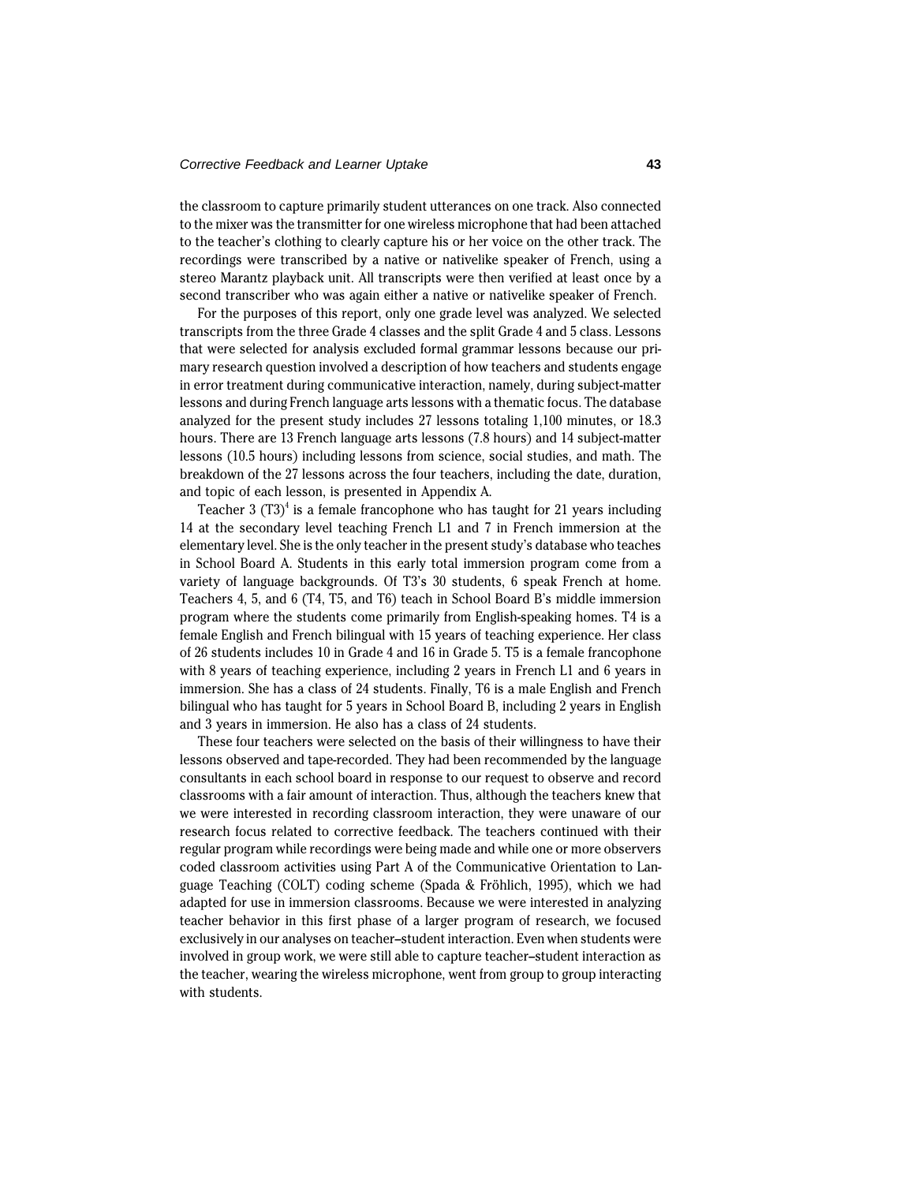the classroom to capture primarily student utterances on one track. Also connected to the mixer was the transmitter for one wireless microphone that had been attached to the teacher's clothing to clearly capture his or her voice on the other track. The recordings were transcribed by a native or nativelike speaker of French, using a stereo Marantz playback unit. All transcripts were then verified at least once by a second transcriber who was again either a native or nativelike speaker of French.

For the purposes of this report, only one grade level was analyzed. We selected transcripts from the three Grade 4 classes and the split Grade 4 and 5 class. Lessons that were selected for analysis excluded formal grammar lessons because our primary research question involved a description of how teachers and students engage in error treatment during communicative interaction, namely, during subject-matter lessons and during French language arts lessons with a thematic focus. The database analyzed for the present study includes 27 lessons totaling 1,100 minutes, or 18.3 hours. There are 13 French language arts lessons (7.8 hours) and 14 subject-matter lessons (10.5 hours) including lessons from science, social studies, and math. The breakdown of the 27 lessons across the four teachers, including the date, duration, and topic of each lesson, is presented in Appendix A.

Teacher 3 (T3)[4] is a female francophone who has taught for 21 years including 14 at the secondary level teaching French L1 and 7 in French immersion at the elementary level. She is the only teacher in the present study's database who teaches in School Board A. Students in this early total immersion program come from a variety of language backgrounds. Of T3's 30 students, 6 speak French at home. Teachers 4, 5, and 6 (T4, T5, and T6) teach in School Board B's middle immersion program where the students come primarily from English-speaking homes. T4 is a female English and French bilingual with 15 years of teaching experience. Her class of 26 students includes 10 in Grade 4 and 16 in Grade 5. T5 is a female francophone with 8 years of teaching experience, including 2 years in French L1 and 6 years in immersion. She has a class of 24 students. Finally, T6 is a male English and French bilingual who has taught for 5 years in School Board B, including 2 years in English and 3 years in immersion. He also has a class of 24 students.

These four teachers were selected on the basis of their willingness to have their lessons observed and tape-recorded. They had been recommended by the language consultants in each school board in response to our request to observe and record classrooms with a fair amount of interaction. Thus, although the teachers knew that we were interested in recording classroom interaction, they were unaware of our research focus related to corrective feedback. The teachers continued with their regular program while recordings were being made and while one or more observers coded classroom activities using Part A of the Communicative Orientation to Language Teaching (COLT) coding scheme (Spada & Fröhlich, 1995), which we had adapted for use in immersion classrooms. Because we were interested in analyzing teacher behavior in this first phase of a larger program of research, we focused exclusively in our analyses on teacher–student interaction. Even when students were involved in group work, we were still able to capture teacher–student interaction as the teacher, wearing the wireless microphone, went from group to group interacting with students.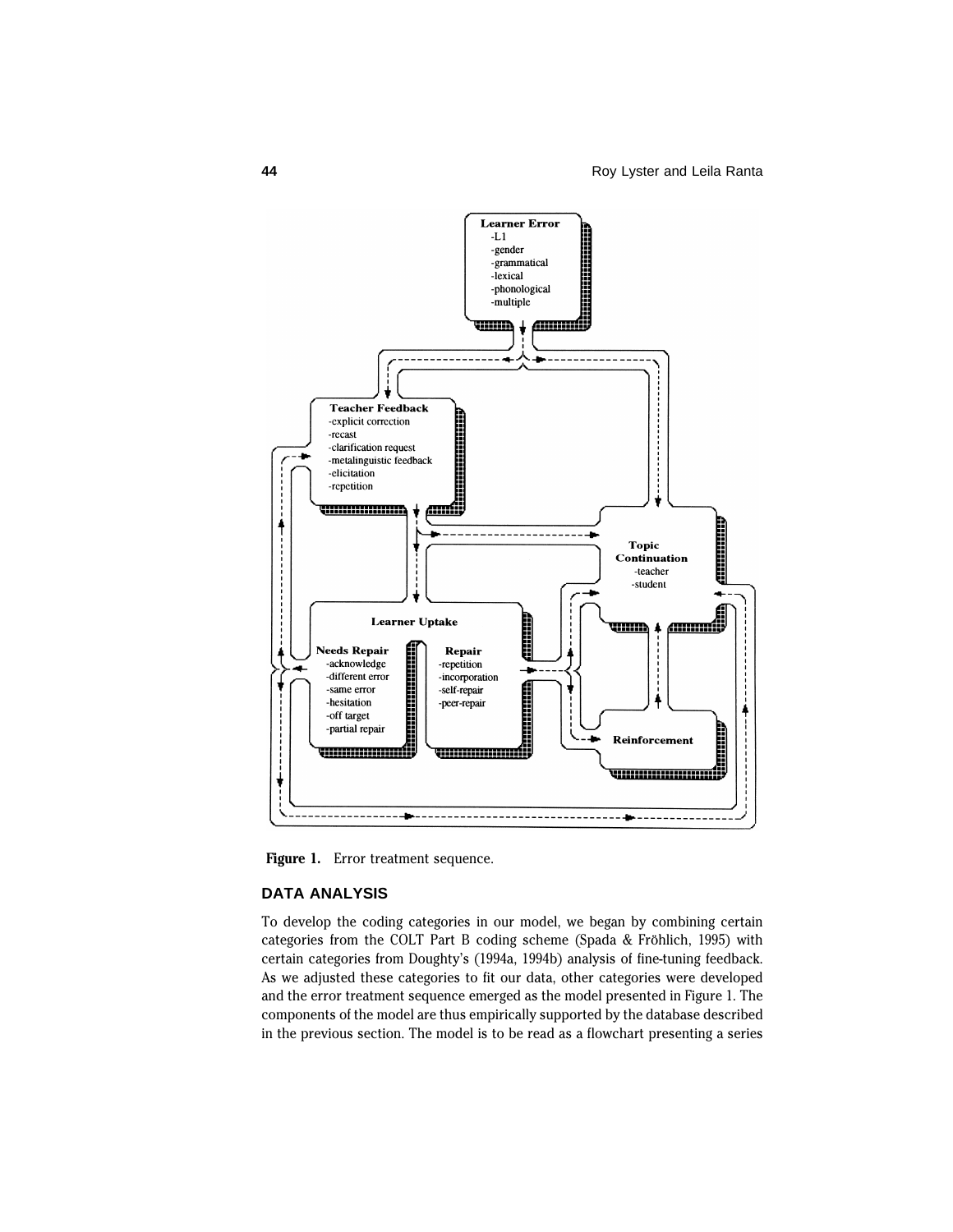**Figure 1.** Error treatment sequence.

## DATA ANALYSIS

To develop the coding categories in our model, we began by combining certain categories from the COLT Part B coding scheme (Spada & Fröhlich, 1995) with certain categories from Doughty's (1994a, 1994b) analysis of fine-tuning feedback. As we adjusted these categories to fit our data, other categories were developed and the error treatment sequence emerged as the model presented in Figure 1. The components of the model are thus empirically supported by the database described in the previous section. The model is to be read as a flowchart presenting a series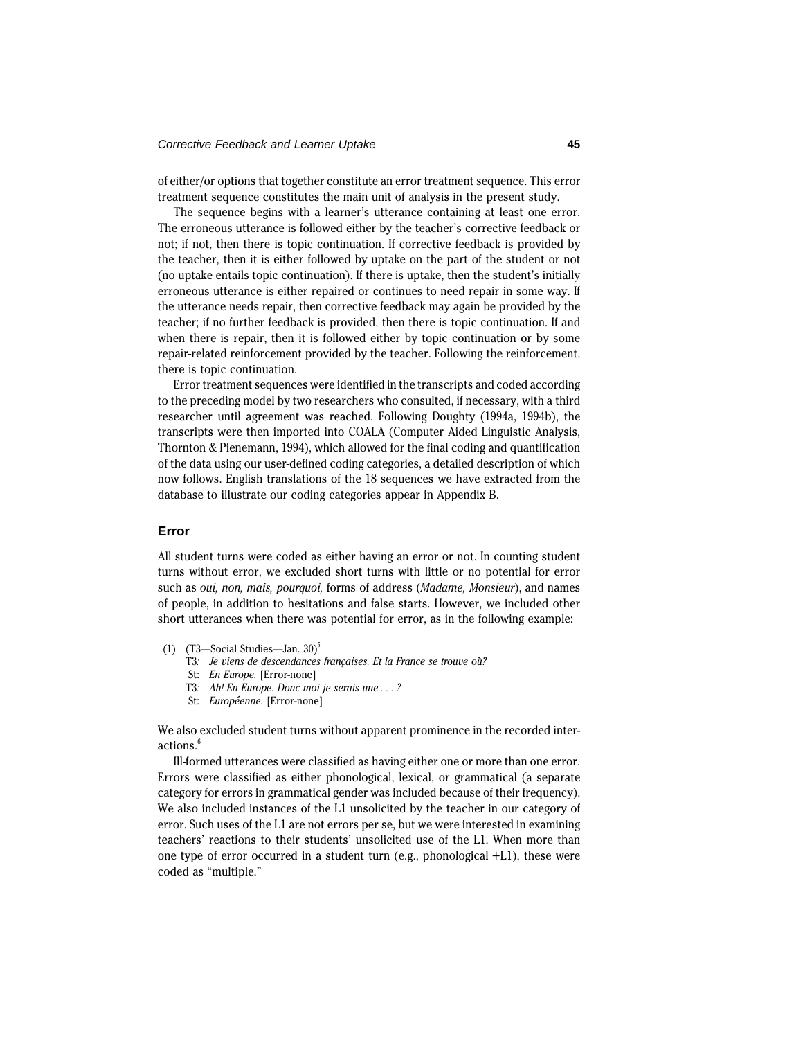of either/or options that together constitute an error treatment sequence. This error treatment sequence constitutes the main unit of analysis in the present study.

The sequence begins with a learner's utterance containing at least one error. The erroneous utterance is followed either by the teacher's corrective feedback or not; if not, then there is topic continuation. If corrective feedback is provided by the teacher, then it is either followed by uptake on the part of the student or not (no uptake entails topic continuation). If there is uptake, then the student's initially erroneous utterance is either repaired or continues to need repair in some way. If the utterance needs repair, then corrective feedback may again be provided by the teacher; if no further feedback is provided, then there is topic continuation. If and when there is repair, then it is followed either by topic continuation or by some repair-related reinforcement provided by the teacher. Following the reinforcement, there is topic continuation.

Error treatment sequences were identified in the transcripts and coded according to the preceding model by two researchers who consulted, if necessary, with a third researcher until agreement was reached. Following Doughty (1994a, 1994b), the transcripts were then imported into COALA (Computer Aided Linguistic Analysis, Thornton & Pienemann, 1994), which allowed for the final coding and quantification of the data using our user-defined coding categories, a detailed description of which now follows. English translations of the 18 sequences we have extracted from the database to illustrate our coding categories appear in Appendix B.

## Error

All student turns were coded as either having an error or not. In counting student turns without error, we excluded short turns with little or no potential for error such as *oui, non, mais, pourquoi,* forms of address (*Madame, Monsieur*), and names of people, in addition to hesitations and false starts. However, we included other short utterances when there was potential for error, as in the following example:

(1) (T3—Social Studies—Jan. 30)[5]
T3: *Je viens de descendances françaises. Et la France se trouve où?*
St: *En Europe.* [Error-none]
T3: *Ah! En Europe. Donc moi je serais une . . . ?*
St: *Européenne.* [Error-none]

We also excluded student turns without apparent prominence in the recorded interactions.[6]

Ill-formed utterances were classified as having either one or more than one error. Errors were classified as either phonological, lexical, or grammatical (a separate category for errors in grammatical gender was included because of their frequency). We also included instances of the L1 unsolicited by the teacher in our category of error. Such uses of the L1 are not errors per se, but we were interested in examining teachers' reactions to their students' unsolicited use of the L1. When more than one type of error occurred in a student turn (e.g., phonological +L1), these were coded as "multiple."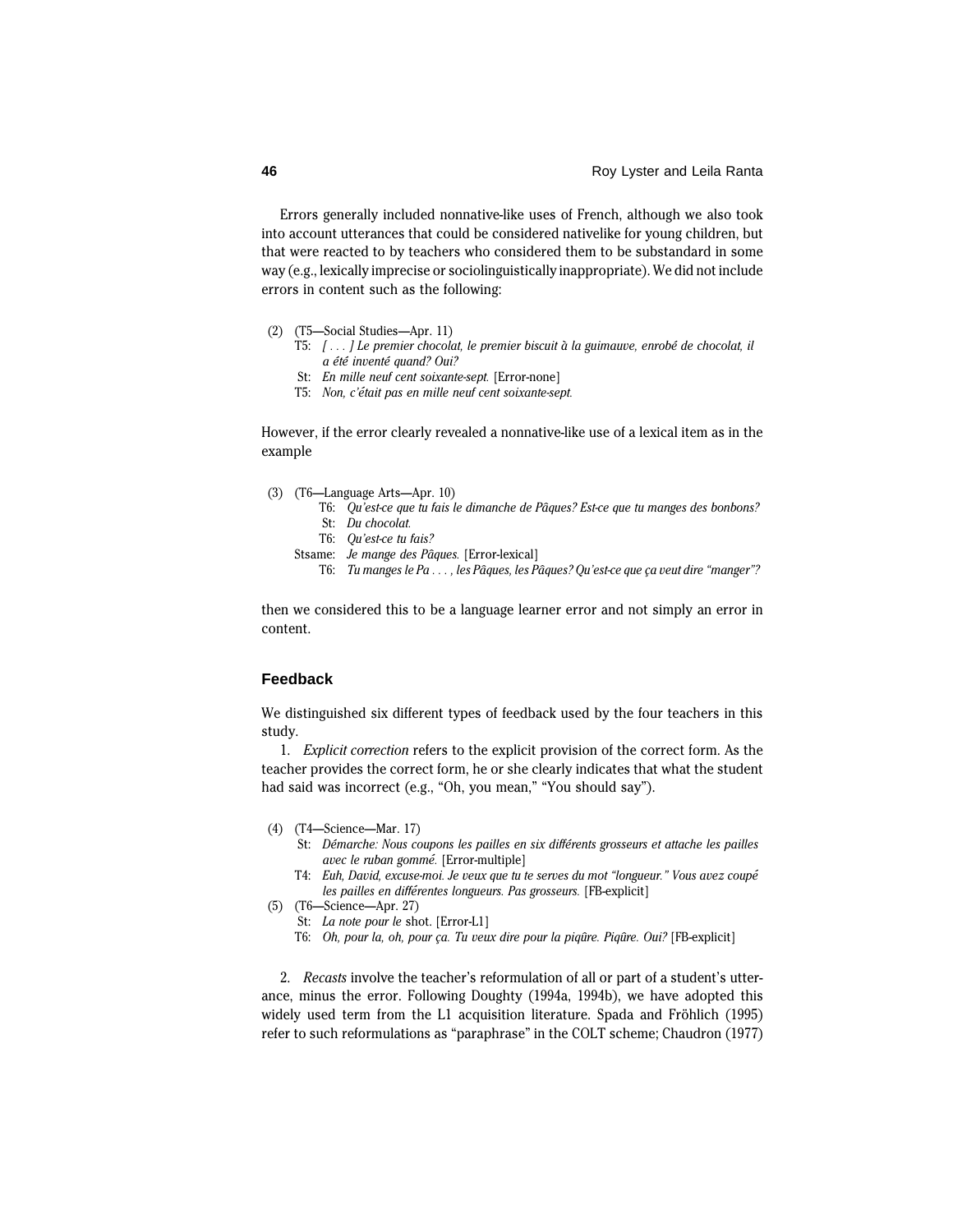Errors generally included nonnative-like uses of French, although we also took into account utterances that could be considered nativelike for young children, but that were reacted to by teachers who considered them to be substandard in some way (e.g., lexically imprecise or sociolinguistically inappropriate). We did not include errors in content such as the following:

(2) (T5—Social Studies—Apr. 11)
T5: *[ . . . ] Le premier chocolat, le premier biscuit à la guimauve, enrobé de chocolat, il a été inventé quand? Oui?*
St: *En mille neuf cent soixante-sept.* [Error-none]
T5: *Non, c'était pas en mille neuf cent soixante-sept.*

However, if the error clearly revealed a nonnative-like use of a lexical item as in the example

(3) (T6—Language Arts—Apr. 10)
T6: *Qu'est-ce que tu fais le dimanche de Pâques? Est-ce que tu manges des bonbons?*
St: *Du chocolat.*
T6: *Qu'est-ce tu fais?*
Stsame: *Je mange des Pâques.* [Error-lexical]
T6: *Tu manges le Pa . . . , les Pâques, les Pâques? Qu'est-ce que ça veut dire "manger"?*

then we considered this to be a language learner error and not simply an error in content.

## Feedback

We distinguished six different types of feedback used by the four teachers in this study.

1. *Explicit correction* refers to the explicit provision of the correct form. As the teacher provides the correct form, he or she clearly indicates that what the student had said was incorrect (e.g., "Oh, you mean," "You should say").

(4) (T4—Science—Mar. 17)
St: *Démarche: Nous coupons les pailles en six différents grosseurs et attache les pailles avec le ruban gommé.* [Error-multiple]
T4: *Euh, David, excuse-moi. Je veux que tu te serves du mot "longueur." Vous avez coupé les pailles en différentes longueurs. Pas grosseurs.* [FB-explicit]

(5) (T6—Science—Apr. 27)
St: *La note pour le* shot. [Error-L1]
T6: *Oh, pour la, oh, pour ça. Tu veux dire pour la piqûre. Piqûre. Oui?* [FB-explicit]

2. *Recasts* involve the teacher's reformulation of all or part of a student's utterance, minus the error. Following Doughty (1994a, 1994b), we have adopted this widely used term from the L1 acquisition literature. Spada and Fröhlich (1995) refer to such reformulations as "paraphrase" in the COLT scheme; Chaudron (1977)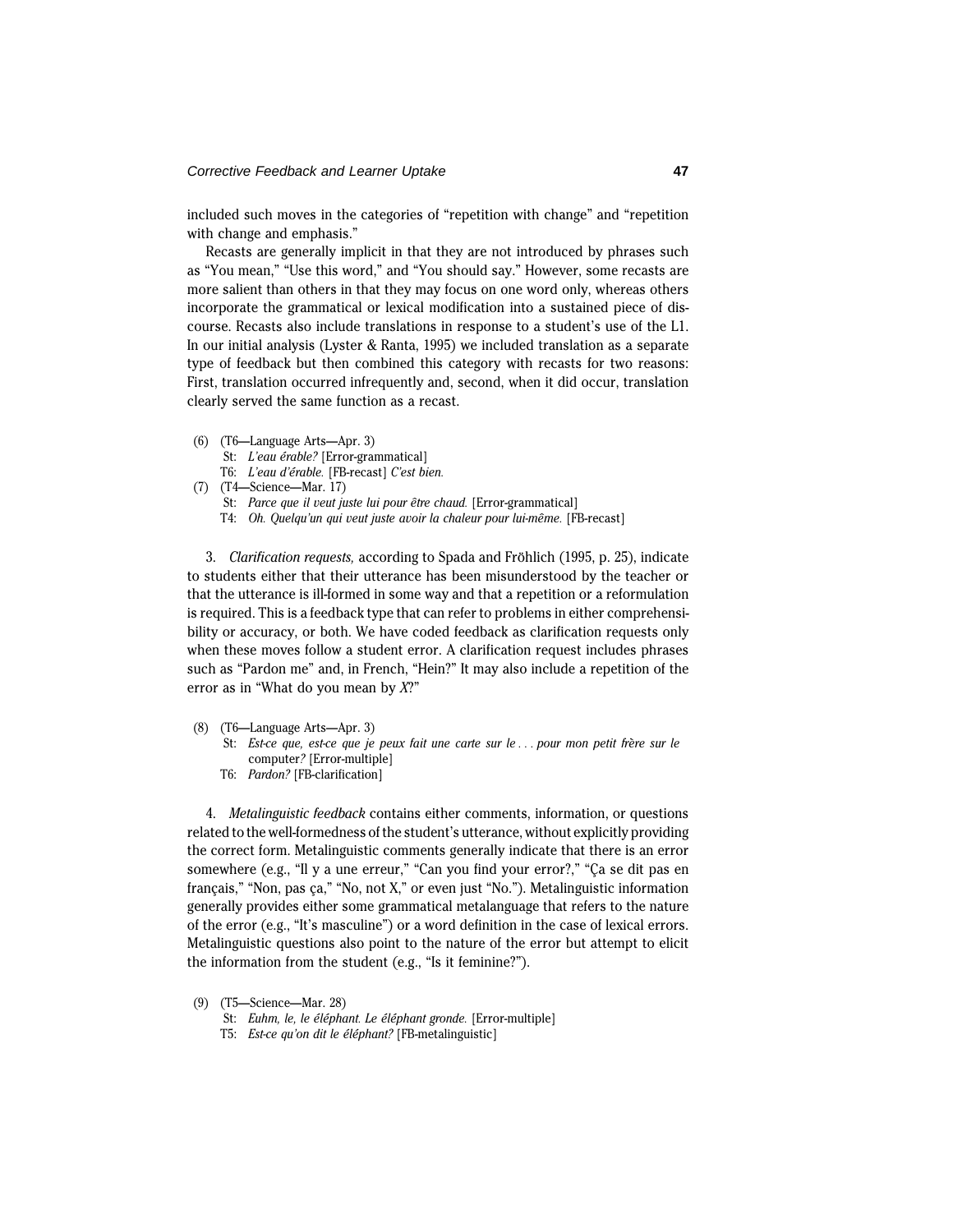included such moves in the categories of “repetition with change” and “repetition with change and emphasis.”

Recasts are generally implicit in that they are not introduced by phrases such as “You mean,” “Use this word,” and “You should say.” However, some recasts are more salient than others in that they may focus on one word only, whereas others incorporate the grammatical or lexical modification into a sustained piece of discourse. Recasts also include translations in response to a student’s use of the L1. In our initial analysis (Lyster & Ranta, 1995) we included translation as a separate type of feedback but then combined this category with recasts for two reasons: First, translation occurred infrequently and, second, when it did occur, translation clearly served the same function as a recast.

(6) (T6—Language Arts—Apr. 3)
  St: *L’eau érable?* [Error-grammatical]
  T6: *L’eau d’érable.* [FB-recast] *C’est bien.*

(7) (T4—Science—Mar. 17)
  St: *Parce que il veut juste lui pour être chaud.* [Error-grammatical]
  T4: *Oh. Quelqu’un qui veut juste avoir la chaleur pour lui-même.* [FB-recast]

3. *Clarification requests,* according to Spada and Fröhlich (1995, p. 25), indicate to students either that their utterance has been misunderstood by the teacher or that the utterance is ill-formed in some way and that a repetition or a reformulation is required. This is a feedback type that can refer to problems in either comprehensibility or accuracy, or both. We have coded feedback as clarification requests only when these moves follow a student error. A clarification request includes phrases such as “Pardon me” and, in French, “Hein?” It may also include a repetition of the error as in “What do you mean by *X*?”

(8) (T6—Language Arts—Apr. 3)
  St: *Est-ce que, est-ce que je peux fait une carte sur le . . . pour mon petit frère sur le* computer*?* [Error-multiple]
  T6: *Pardon?* [FB-clarification]

4. *Metalinguistic feedback* contains either comments, information, or questions related to the well-formedness of the student’s utterance, without explicitly providing the correct form. Metalinguistic comments generally indicate that there is an error somewhere (e.g., “Il y a une erreur,” “Can you find your error?,” “Ça se dit pas en français,” “Non, pas ça,” “No, not X,” or even just “No.”). Metalinguistic information generally provides either some grammatical metalanguage that refers to the nature of the error (e.g., “It’s masculine”) or a word definition in the case of lexical errors. Metalinguistic questions also point to the nature of the error but attempt to elicit the information from the student (e.g., “Is it feminine?”).

(9) (T5—Science—Mar. 28)
  St: *Euhm, le, le éléphant. Le éléphant gronde.* [Error-multiple]
  T5: *Est-ce qu’on dit le éléphant?* [FB-metalinguistic]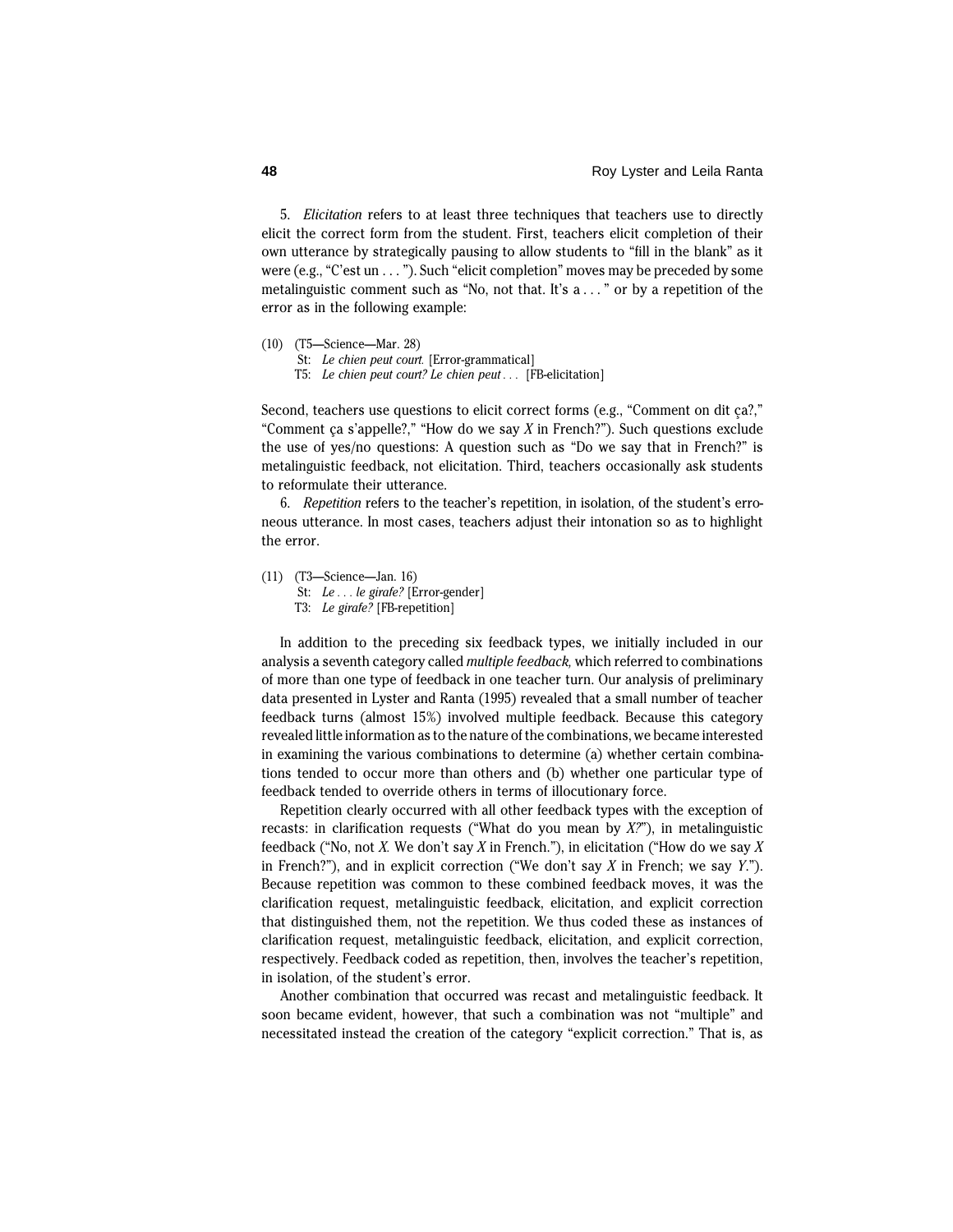5. *Elicitation* refers to at least three techniques that teachers use to directly elicit the correct form from the student. First, teachers elicit completion of their own utterance by strategically pausing to allow students to "fill in the blank" as it were (e.g., "C'est un . . . "). Such "elicit completion" moves may be preceded by some metalinguistic comment such as "No, not that. It's a . . . " or by a repetition of the error as in the following example:

(10) (T5—Science—Mar. 28)
  St: *Le chien peut court.* [Error-grammatical]
  T5: *Le chien peut court? Le chien peut . . .* [FB-elicitation]

Second, teachers use questions to elicit correct forms (e.g., "Comment on dit ça?," "Comment ça s'appelle?," "How do we say *X* in French?"). Such questions exclude the use of yes/no questions: A question such as "Do we say that in French?" is metalinguistic feedback, not elicitation. Third, teachers occasionally ask students to reformulate their utterance.

6. *Repetition* refers to the teacher's repetition, in isolation, of the student's erroneous utterance. In most cases, teachers adjust their intonation so as to highlight the error.

(11) (T3—Science—Jan. 16)
  St: *Le . . . le girafe?* [Error-gender]
  T3: *Le girafe?* [FB-repetition]

In addition to the preceding six feedback types, we initially included in our analysis a seventh category called *multiple feedback,* which referred to combinations of more than one type of feedback in one teacher turn. Our analysis of preliminary data presented in Lyster and Ranta (1995) revealed that a small number of teacher feedback turns (almost 15%) involved multiple feedback. Because this category revealed little information as to the nature of the combinations, we became interested in examining the various combinations to determine (a) whether certain combinations tended to occur more than others and (b) whether one particular type of feedback tended to override others in terms of illocutionary force.

Repetition clearly occurred with all other feedback types with the exception of recasts: in clarification requests ("What do you mean by *X?*"), in metalinguistic feedback ("No, not *X.* We don't say *X* in French."), in elicitation ("How do we say *X* in French?"), and in explicit correction ("We don't say *X* in French; we say *Y.*"). Because repetition was common to these combined feedback moves, it was the clarification request, metalinguistic feedback, elicitation, and explicit correction that distinguished them, not the repetition. We thus coded these as instances of clarification request, metalinguistic feedback, elicitation, and explicit correction, respectively. Feedback coded as repetition, then, involves the teacher's repetition, in isolation, of the student's error.

Another combination that occurred was recast and metalinguistic feedback. It soon became evident, however, that such a combination was not "multiple" and necessitated instead the creation of the category "explicit correction." That is, as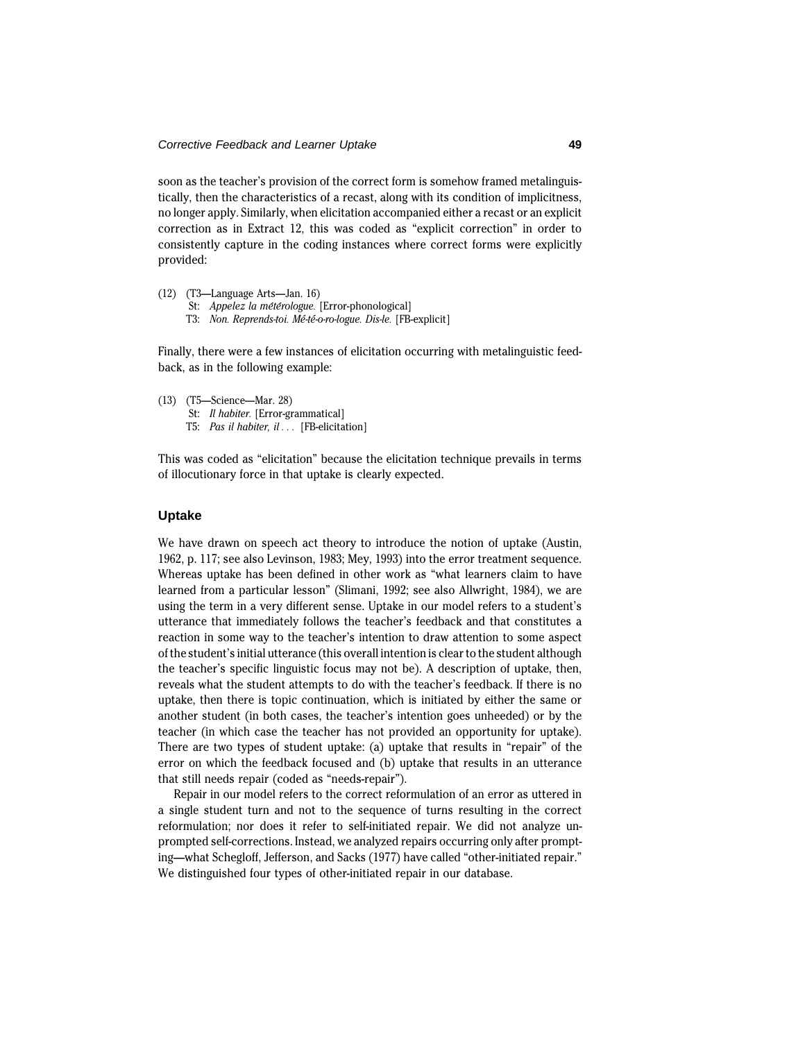soon as the teacher's provision of the correct form is somehow framed metalinguistically, then the characteristics of a recast, along with its condition of implicitness, no longer apply. Similarly, when elicitation accompanied either a recast or an explicit correction as in Extract 12, this was coded as "explicit correction" in order to consistently capture in the coding instances where correct forms were explicitly provided:

(12) (T3—Language Arts—Jan. 16)
   St: *Appelez la météologue.* [Error-phonological]
   T3: *Non. Reprends-toi. Mé-té-o-ro-logue. Dis-le.* [FB-explicit]

Finally, there were a few instances of elicitation occurring with metalinguistic feedback, as in the following example:

(13) (T5—Science—Mar. 28)
   St: *Il habiter.* [Error-grammatical]
   T5: *Pas il habiter, il . . .* [FB-elicitation]

This was coded as "elicitation" because the elicitation technique prevails in terms of illocutionary force in that uptake is clearly expected.

## Uptake

We have drawn on speech act theory to introduce the notion of uptake (Austin, 1962, p. 117; see also Levinson, 1983; Mey, 1993) into the error treatment sequence. Whereas uptake has been defined in other work as "what learners claim to have learned from a particular lesson" (Slimani, 1992; see also Allwright, 1984), we are using the term in a very different sense. Uptake in our model refers to a student's utterance that immediately follows the teacher's feedback and that constitutes a reaction in some way to the teacher's intention to draw attention to some aspect of the student's initial utterance (this overall intention is clear to the student although the teacher's specific linguistic focus may not be). A description of uptake, then, reveals what the student attempts to do with the teacher's feedback. If there is no uptake, then there is topic continuation, which is initiated by either the same or another student (in both cases, the teacher's intention goes unheeded) or by the teacher (in which case the teacher has not provided an opportunity for uptake). There are two types of student uptake: (a) uptake that results in "repair" of the error on which the feedback focused and (b) uptake that results in an utterance that still needs repair (coded as "needs-repair").

Repair in our model refers to the correct reformulation of an error as uttered in a single student turn and not to the sequence of turns resulting in the correct reformulation; nor does it refer to self-initiated repair. We did not analyze unprompted self-corrections. Instead, we analyzed repairs occurring only after prompting—what Schegloff, Jefferson, and Sacks (1977) have called "other-initiated repair." We distinguished four types of other-initiated repair in our database.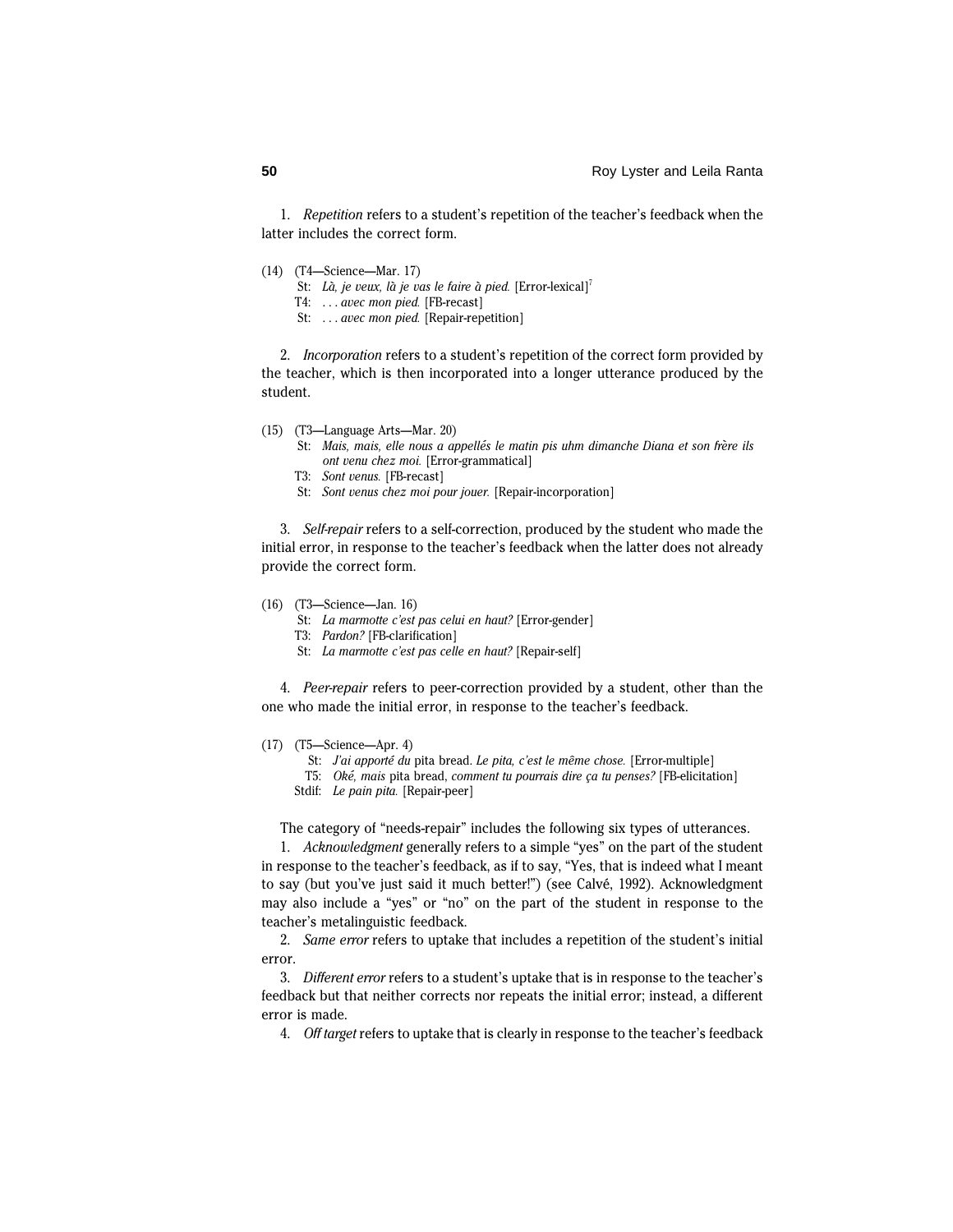1. *Repetition* refers to a student's repetition of the teacher's feedback when the latter includes the correct form.

(14) (T4—Science—Mar. 17)
St: *Là, je veux, là je vas le faire à pied.* [Error-lexical][7]
T4: *. . . avec mon pied.* [FB-recast]
St: *. . . avec mon pied.* [Repair-repetition]

2. *Incorporation* refers to a student's repetition of the correct form provided by the teacher, which is then incorporated into a longer utterance produced by the student.

(15) (T3—Language Arts—Mar. 20)
St: *Mais, mais, elle nous a appellés le matin pis uhm dimanche Diana et son frère ils ont venu chez moi.* [Error-grammatical]
T3: *Sont venus.* [FB-recast]
St: *Sont venus chez moi pour jouer.* [Repair-incorporation]

3. *Self-repair* refers to a self-correction, produced by the student who made the initial error, in response to the teacher's feedback when the latter does not already provide the correct form.

(16) (T3—Science—Jan. 16)
St: *La marmotte c'est pas celui en haut?* [Error-gender]
T3: *Pardon?* [FB-clarification]
St: *La marmotte c'est pas celle en haut?* [Repair-self]

4. *Peer-repair* refers to peer-correction provided by a student, other than the one who made the initial error, in response to the teacher's feedback.

(17) (T5—Science—Apr. 4)
St: *J'ai apporté du* pita bread. *Le pita, c'est le même chose.* [Error-multiple]
T5: *Oké, mais* pita bread, *comment tu pourrais dire ça tu penses?* [FB-elicitation]
Stdif: *Le pain pita.* [Repair-peer]

The category of "needs-repair" includes the following six types of utterances.

1. *Acknowledgment* generally refers to a simple "yes" on the part of the student in response to the teacher's feedback, as if to say, "Yes, that is indeed what I meant to say (but you've just said it much better!") (see Calvé, 1992). Acknowledgment may also include a "yes" or "no" on the part of the student in response to the teacher's metalinguistic feedback.

2. *Same error* refers to uptake that includes a repetition of the student's initial error.

3. *Different error* refers to a student's uptake that is in response to the teacher's feedback but that neither corrects nor repeats the initial error; instead, a different error is made.

4. *Off target* refers to uptake that is clearly in response to the teacher's feedback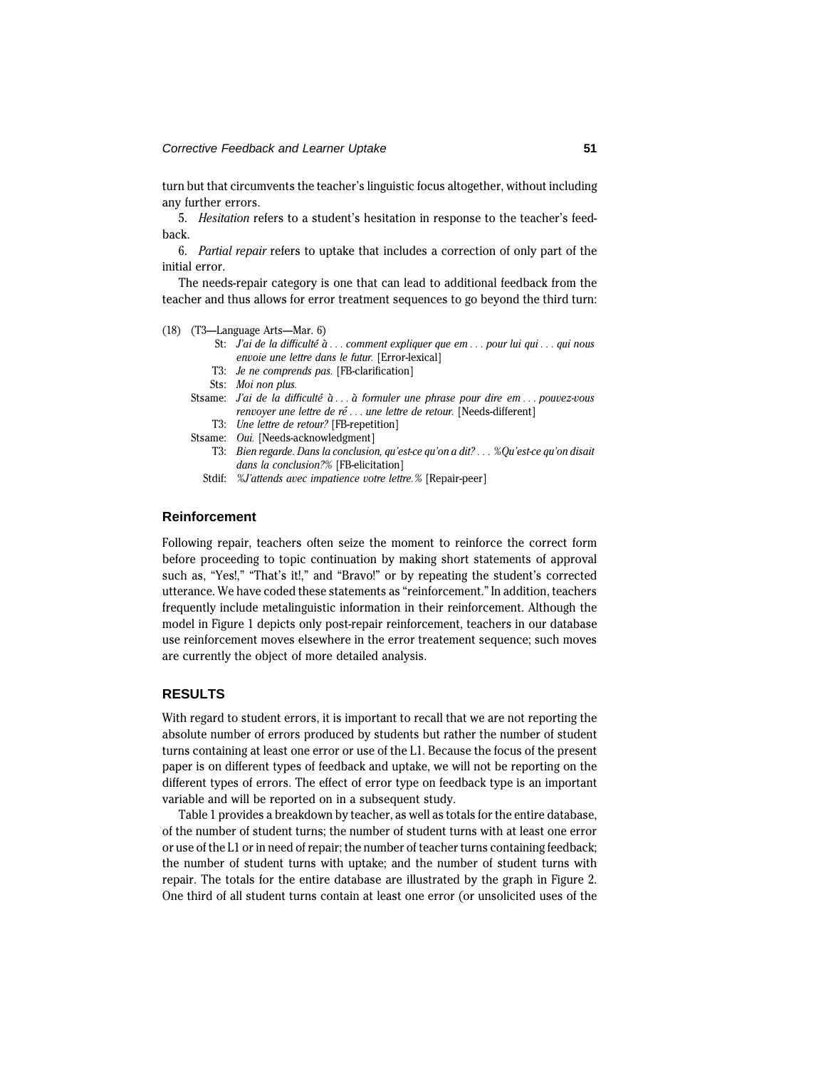turn but that circumvents the teacher's linguistic focus altogether, without including any further errors.

5. *Hesitation* refers to a student's hesitation in response to the teacher's feedback.

6. *Partial repair* refers to uptake that includes a correction of only part of the initial error.

The needs-repair category is one that can lead to additional feedback from the teacher and thus allows for error treatment sequences to go beyond the third turn:

(18) (T3—Language Arts—Mar. 6)

St: *J'ai de la difficulté à . . . comment expliquer que em . . . pour lui qui . . . qui nous envoie une lettre dans le futur.* [Error-lexical]

T3: *Je ne comprends pas.* [FB-clarification]

Sts: *Moi non plus.*

Stsame: *J'ai de la difficulté à . . . à formuler une phrase pour dire em . . . pouvez-vous renvoyer une lettre de ré . . . une lettre de retour.* [Needs-different]

T3: *Une lettre de retour?* [FB-repetition]

Stsame: *Oui.* [Needs-acknowledgment]

T3: *Bien regarde. Dans la conclusion, qu'est-ce qu'on a dit? . . . %Qu'est-ce qu'on disait dans la conclusion?%* [FB-elicitation]

Stdif: *%J'attends avec impatience votre lettre.%* [Repair-peer]

## Reinforcement

Following repair, teachers often seize the moment to reinforce the correct form before proceeding to topic continuation by making short statements of approval such as, "Yes!," "That's it!," and "Bravo!" or by repeating the student's corrected utterance. We have coded these statements as "reinforcement." In addition, teachers frequently include metalinguistic information in their reinforcement. Although the model in Figure 1 depicts only post-repair reinforcement, teachers in our database use reinforcement moves elsewhere in the error treatement sequence; such moves are currently the object of more detailed analysis.

## RESULTS

With regard to student errors, it is important to recall that we are not reporting the absolute number of errors produced by students but rather the number of student turns containing at least one error or use of the L1. Because the focus of the present paper is on different types of feedback and uptake, we will not be reporting on the different types of errors. The effect of error type on feedback type is an important variable and will be reported on in a subsequent study.

Table 1 provides a breakdown by teacher, as well as totals for the entire database, of the number of student turns; the number of student turns with at least one error or use of the L1 or in need of repair; the number of teacher turns containing feedback; the number of student turns with uptake; and the number of student turns with repair. The totals for the entire database are illustrated by the graph in Figure 2. One third of all student turns contain at least one error (or unsolicited uses of the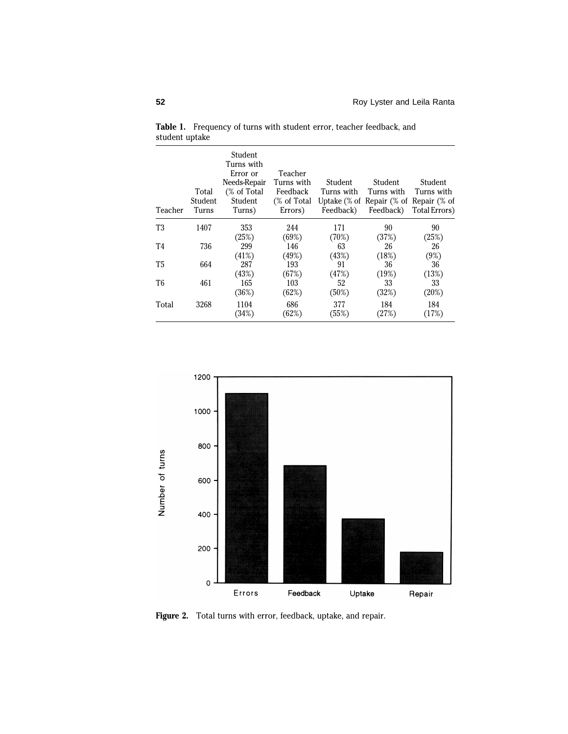**Table 1.** Frequency of turns with student error, teacher feedback, and student uptake

| Teacher | Total Student Turns | Student Turns with Error or Needs-Repair (% of Total Student Turns) | Teacher Turns with Feedback (% of Total Errors) | Student Turns with Uptake (% of Feedback) | Student Turns with Repair (% of Feedback) | Student Turns with Repair (% of Total Errors) |
|---|---|---|---|---|---|---|
| T3 | 1407 | 353 (25%) | 244 (69%) | 171 (70%) | 90 (37%) | 90 (25%) |
| T4 | 736 | 299 (41%) | 146 (49%) | 63 (43%) | 26 (18%) | 26 (9%) |
| T5 | 664 | 287 (43%) | 193 (67%) | 91 (47%) | 36 (19%) | 36 (13%) |
| T6 | 461 | 165 (36%) | 103 (62%) | 52 (50%) | 33 (32%) | 33 (20%) |
| Total | 3268 | 1104 (34%) | 686 (62%) | 377 (55%) | 184 (27%) | 184 (17%) |

**Figure 2.** Total turns with error, feedback, uptake, and repair.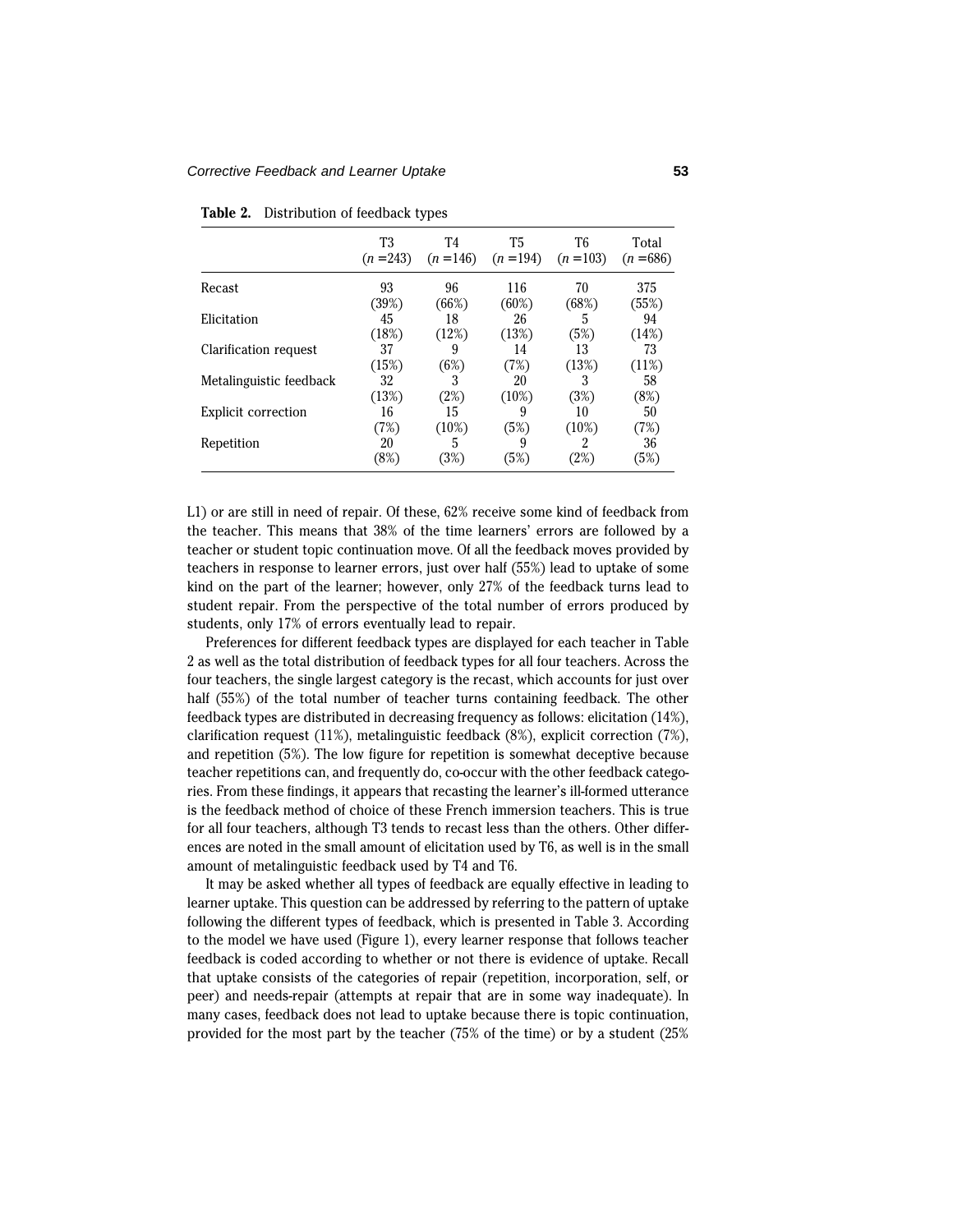**Table 2.** Distribution of feedback types

| | T3 ($n$ =243) | T4 ($n$ =146) | T5 ($n$ =194) | T6 ($n$ =103) | Total ($n$ =686) |
|---|---|---|---|---|---|
| Recast | 93 (39%) | 96 (66%) | 116 (60%) | 70 (68%) | 375 (55%) |
| Elicitation | 45 (18%) | 18 (12%) | 26 (13%) | 5 (5%) | 94 (14%) |
| Clarification request | 37 (15%) | 9 (6%) | 14 (7%) | 13 (13%) | 73 (11%) |
| Metalinguistic feedback | 32 (13%) | 3 (2%) | 20 (10%) | 3 (3%) | 58 (8%) |
| Explicit correction | 16 (7%) | 15 (10%) | 9 (5%) | 10 (10%) | 50 (7%) |
| Repetition | 20 (8%) | 5 (3%) | 9 (5%) | 2 (2%) | 36 (5%) |

L1) or are still in need of repair. Of these, 62% receive some kind of feedback from the teacher. This means that 38% of the time learners' errors are followed by a teacher or student topic continuation move. Of all the feedback moves provided by teachers in response to learner errors, just over half (55%) lead to uptake of some kind on the part of the learner; however, only 27% of the feedback turns lead to student repair. From the perspective of the total number of errors produced by students, only 17% of errors eventually lead to repair.

Preferences for different feedback types are displayed for each teacher in Table 2 as well as the total distribution of feedback types for all four teachers. Across the four teachers, the single largest category is the recast, which accounts for just over half (55%) of the total number of teacher turns containing feedback. The other feedback types are distributed in decreasing frequency as follows: elicitation (14%), clarification request (11%), metalinguistic feedback (8%), explicit correction (7%), and repetition (5%). The low figure for repetition is somewhat deceptive because teacher repetitions can, and frequently do, co-occur with the other feedback categories. From these findings, it appears that recasting the learner's ill-formed utterance is the feedback method of choice of these French immersion teachers. This is true for all four teachers, although T3 tends to recast less than the others. Other differences are noted in the small amount of elicitation used by T6, as well is in the small amount of metalinguistic feedback used by T4 and T6.

It may be asked whether all types of feedback are equally effective in leading to learner uptake. This question can be addressed by referring to the pattern of uptake following the different types of feedback, which is presented in Table 3. According to the model we have used (Figure 1), every learner response that follows teacher feedback is coded according to whether or not there is evidence of uptake. Recall that uptake consists of the categories of repair (repetition, incorporation, self, or peer) and needs-repair (attempts at repair that are in some way inadequate). In many cases, feedback does not lead to uptake because there is topic continuation, provided for the most part by the teacher (75% of the time) or by a student (25%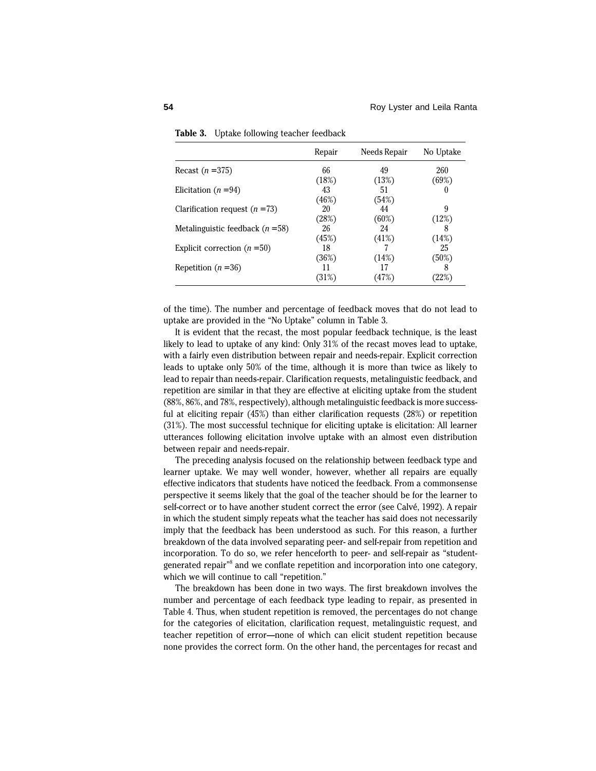**Table 3.** Uptake following teacher feedback

| | Repair | Needs Repair | No Uptake |
|---|---|---|---|
| Recast ($n$ =375) | 66 (18%) | 49 (13%) | 260 (69%) |
| Elicitation ($n$ =94) | 43 (46%) | 51 (54%) | 0 |
| Clarification request ($n$ =73) | 20 (28%) | 44 (60%) | 9 (12%) |
| Metalinguistic feedback ($n$ =58) | 26 (45%) | 24 (41%) | 8 (14%) |
| Explicit correction ($n$ =50) | 18 (36%) | 7 (14%) | 25 (50%) |
| Repetition ($n$ =36) | 11 (31%) | 17 (47%) | 8 (22%) |

of the time). The number and percentage of feedback moves that do not lead to uptake are provided in the "No Uptake" column in Table 3.

It is evident that the recast, the most popular feedback technique, is the least likely to lead to uptake of any kind: Only 31% of the recast moves lead to uptake, with a fairly even distribution between repair and needs-repair. Explicit correction leads to uptake only 50% of the time, although it is more than twice as likely to lead to repair than needs-repair. Clarification requests, metalinguistic feedback, and repetition are similar in that they are effective at eliciting uptake from the student (88%, 86%, and 78%, respectively), although metalinguistic feedback is more successful at eliciting repair (45%) than either clarification requests (28%) or repetition (31%). The most successful technique for eliciting uptake is elicitation: All learner utterances following elicitation involve uptake with an almost even distribution between repair and needs-repair.

The preceding analysis focused on the relationship between feedback type and learner uptake. We may well wonder, however, whether all repairs are equally effective indicators that students have noticed the feedback. From a commonsense perspective it seems likely that the goal of the teacher should be for the learner to self-correct or to have another student correct the error (see Calvé, 1992). A repair in which the student simply repeats what the teacher has said does not necessarily imply that the feedback has been understood as such. For this reason, a further breakdown of the data involved separating peer- and self-repair from repetition and incorporation. To do so, we refer henceforth to peer- and self-repair as "student-generated repair"[8] and we conflate repetition and incorporation into one category, which we will continue to call "repetition."

The breakdown has been done in two ways. The first breakdown involves the number and percentage of each feedback type leading to repair, as presented in Table 4. Thus, when student repetition is removed, the percentages do not change for the categories of elicitation, clarification request, metalinguistic request, and teacher repetition of error—none of which can elicit student repetition because none provides the correct form. On the other hand, the percentages for recast and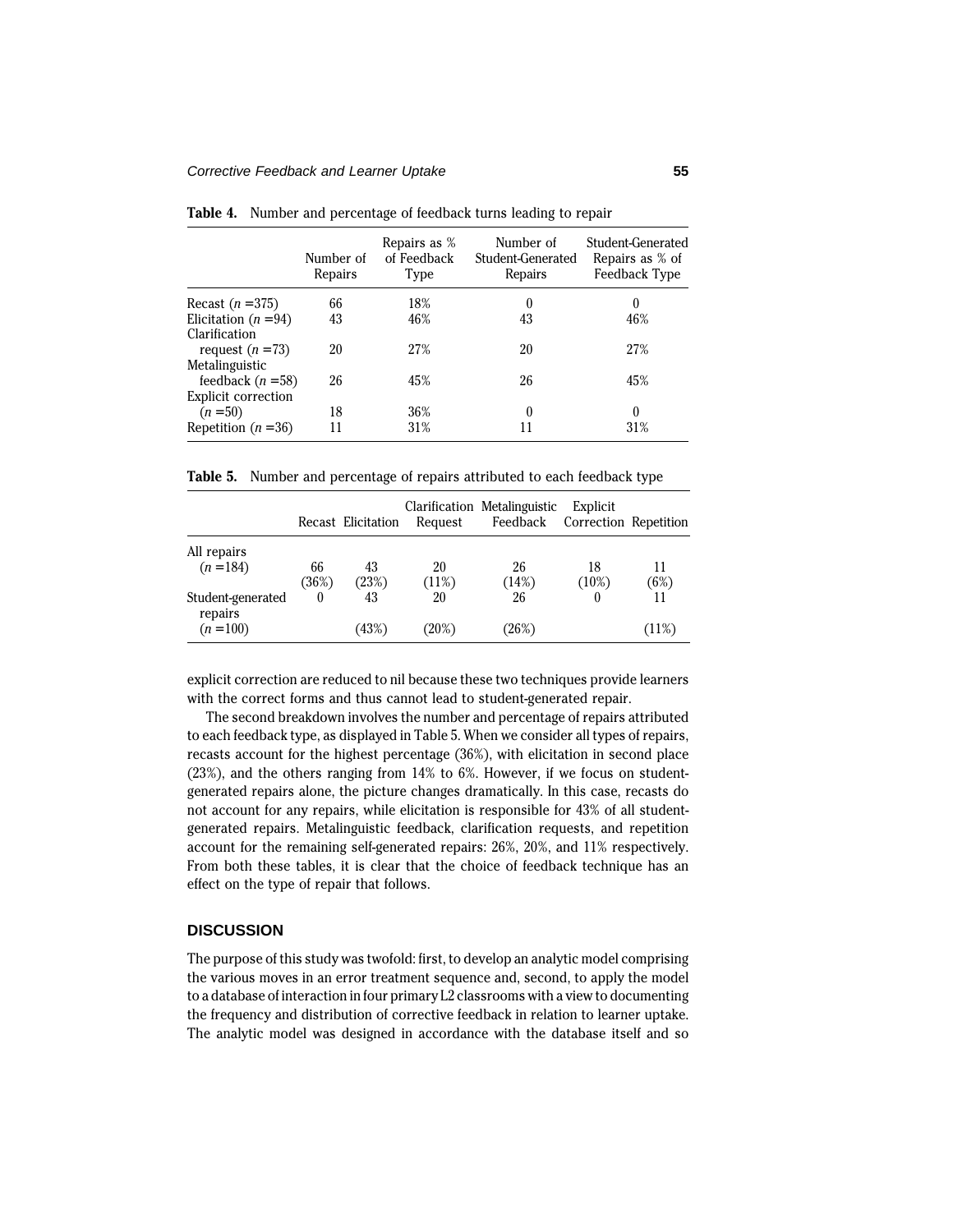**Table 4.** Number and percentage of feedback turns leading to repair

| | Number of Repairs | Repairs as % of Feedback Type | Number of Student-Generated Repairs | Student-Generated Repairs as % of Feedback Type |
|---|---|---|---|---|
| Recast ($n$ =375) | 66 | 18% | 0 | 0 |
| Elicitation ($n$ =94) | 43 | 46% | 43 | 46% |
| Clarification request ($n$ =73) | 20 | 27% | 20 | 27% |
| Metalinguistic feedback ($n$ =58) | 26 | 45% | 26 | 45% |
| Explicit correction ($n$ =50) | 18 | 36% | 0 | 0 |
| Repetition ($n$ =36) | 11 | 31% | 11 | 31% |

**Table 5.** Number and percentage of repairs attributed to each feedback type

| | Recast | Elicitation | Clarification Request | Metalinguistic Feedback | Explicit Correction | Repetition |
|---|---|---|---|---|---|---|
| All repairs ($n$ =184) | 66 (36%) | 43 (23%) | 20 (11%) | 26 (14%) | 18 (10%) | 11 (6%) |
| Student-generated repairs ($n$ =100) | 0 | 43 (43%) | 20 (20%) | 26 (26%) | 0 | 11 (11%) |

explicit correction are reduced to nil because these two techniques provide learners with the correct forms and thus cannot lead to student-generated repair.

The second breakdown involves the number and percentage of repairs attributed to each feedback type, as displayed in Table 5. When we consider all types of repairs, recasts account for the highest percentage (36%), with elicitation in second place (23%), and the others ranging from 14% to 6%. However, if we focus on student-generated repairs alone, the picture changes dramatically. In this case, recasts do not account for any repairs, while elicitation is responsible for 43% of all student-generated repairs. Metalinguistic feedback, clarification requests, and repetition account for the remaining self-generated repairs: 26%, 20%, and 11% respectively. From both these tables, it is clear that the choice of feedback technique has an effect on the type of repair that follows.

## DISCUSSION

The purpose of this study was twofold: first, to develop an analytic model comprising the various moves in an error treatment sequence and, second, to apply the model to a database of interaction in four primary L2 classrooms with a view to documenting the frequency and distribution of corrective feedback in relation to learner uptake. The analytic model was designed in accordance with the database itself and so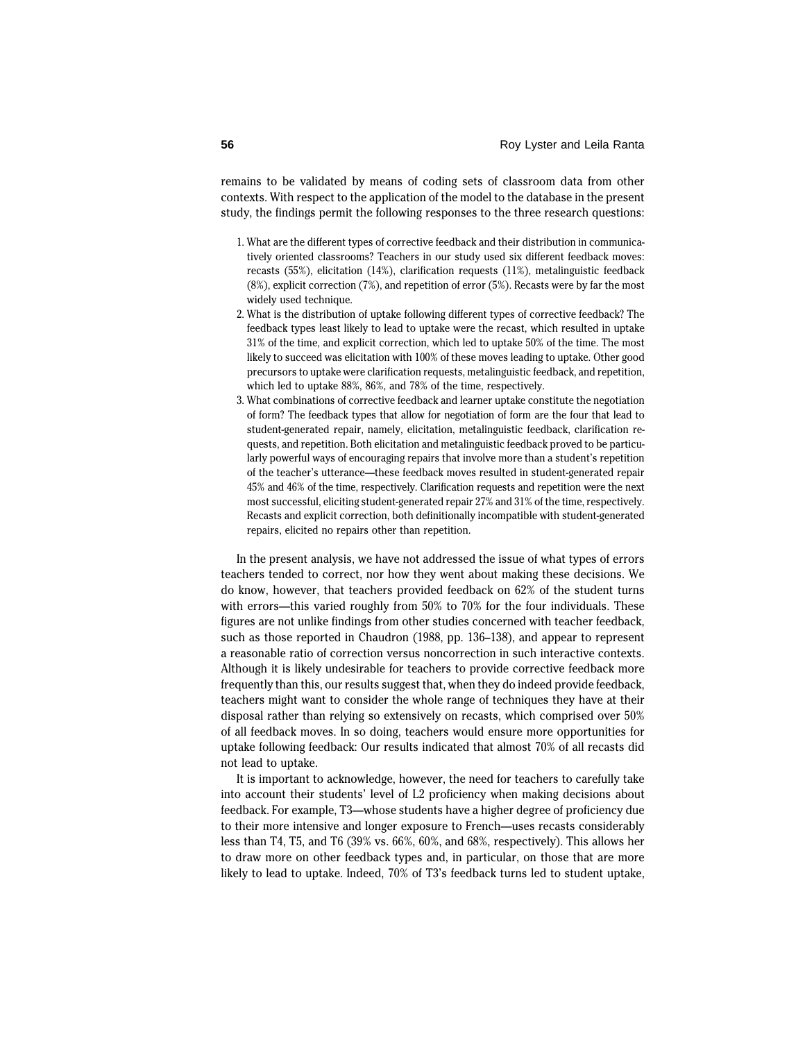remains to be validated by means of coding sets of classroom data from other contexts. With respect to the application of the model to the database in the present study, the findings permit the following responses to the three research questions:

1. What are the different types of corrective feedback and their distribution in communicatively oriented classrooms? Teachers in our study used six different feedback moves: recasts (55%), elicitation (14%), clarification requests (11%), metalinguistic feedback (8%), explicit correction (7%), and repetition of error (5%). Recasts were by far the most widely used technique.
2. What is the distribution of uptake following different types of corrective feedback? The feedback types least likely to lead to uptake were the recast, which resulted in uptake 31% of the time, and explicit correction, which led to uptake 50% of the time. The most likely to succeed was elicitation with 100% of these moves leading to uptake. Other good precursors to uptake were clarification requests, metalinguistic feedback, and repetition, which led to uptake 88%, 86%, and 78% of the time, respectively.
3. What combinations of corrective feedback and learner uptake constitute the negotiation of form? The feedback types that allow for negotiation of form are the four that lead to student-generated repair, namely, elicitation, metalinguistic feedback, clarification requests, and repetition. Both elicitation and metalinguistic feedback proved to be particularly powerful ways of encouraging repairs that involve more than a student's repetition of the teacher's utterance—these feedback moves resulted in student-generated repair 45% and 46% of the time, respectively. Clarification requests and repetition were the next most successful, eliciting student-generated repair 27% and 31% of the time, respectively. Recasts and explicit correction, both definitionally incompatible with student-generated repairs, elicited no repairs other than repetition.

In the present analysis, we have not addressed the issue of what types of errors teachers tended to correct, nor how they went about making these decisions. We do know, however, that teachers provided feedback on 62% of the student turns with errors—this varied roughly from 50% to 70% for the four individuals. These figures are not unlike findings from other studies concerned with teacher feedback, such as those reported in Chaudron (1988, pp. 136–138), and appear to represent a reasonable ratio of correction versus noncorrection in such interactive contexts. Although it is likely undesirable for teachers to provide corrective feedback more frequently than this, our results suggest that, when they do indeed provide feedback, teachers might want to consider the whole range of techniques they have at their disposal rather than relying so extensively on recasts, which comprised over 50% of all feedback moves. In so doing, teachers would ensure more opportunities for uptake following feedback: Our results indicated that almost 70% of all recasts did not lead to uptake.

It is important to acknowledge, however, the need for teachers to carefully take into account their students' level of L2 proficiency when making decisions about feedback. For example, T3—whose students have a higher degree of proficiency due to their more intensive and longer exposure to French—uses recasts considerably less than T4, T5, and T6 (39% vs. 66%, 60%, and 68%, respectively). This allows her to draw more on other feedback types and, in particular, on those that are more likely to lead to uptake. Indeed, 70% of T3's feedback turns led to student uptake,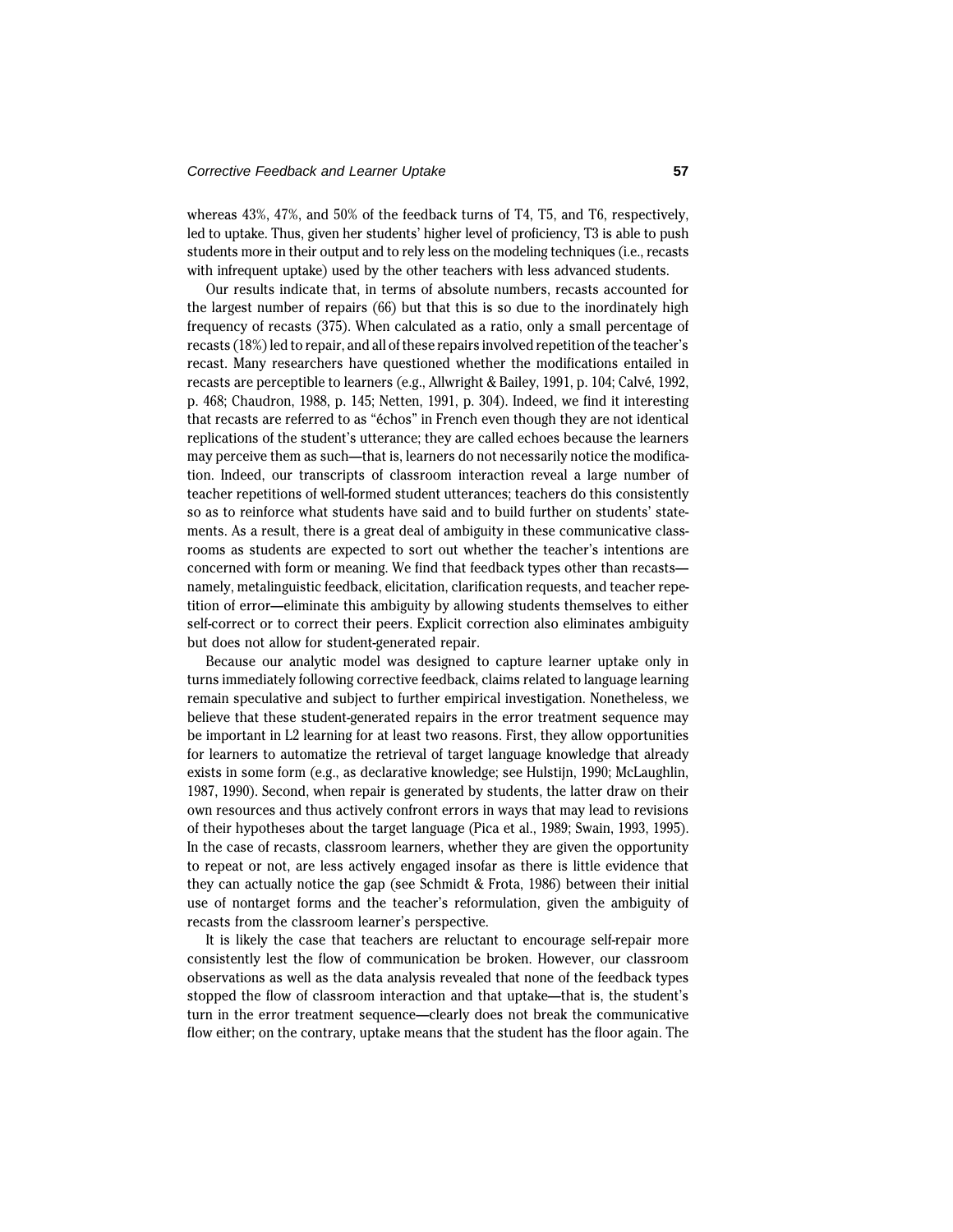whereas 43%, 47%, and 50% of the feedback turns of T4, T5, and T6, respectively, led to uptake. Thus, given her students' higher level of proficiency, T3 is able to push students more in their output and to rely less on the modeling techniques (i.e., recasts with infrequent uptake) used by the other teachers with less advanced students.

Our results indicate that, in terms of absolute numbers, recasts accounted for the largest number of repairs (66) but that this is so due to the inordinately high frequency of recasts (375). When calculated as a ratio, only a small percentage of recasts (18%) led to repair, and all of these repairs involved repetition of the teacher's recast. Many researchers have questioned whether the modifications entailed in recasts are perceptible to learners (e.g., Allwright & Bailey, 1991, p. 104; Calvé, 1992, p. 468; Chaudron, 1988, p. 145; Netten, 1991, p. 304). Indeed, we find it interesting that recasts are referred to as "échos" in French even though they are not identical replications of the student's utterance; they are called echoes because the learners may perceive them as such—that is, learners do not necessarily notice the modification. Indeed, our transcripts of classroom interaction reveal a large number of teacher repetitions of well-formed student utterances; teachers do this consistently so as to reinforce what students have said and to build further on students' statements. As a result, there is a great deal of ambiguity in these communicative classrooms as students are expected to sort out whether the teacher's intentions are concerned with form or meaning. We find that feedback types other than recasts—namely, metalinguistic feedback, elicitation, clarification requests, and teacher repetition of error—eliminate this ambiguity by allowing students themselves to either self-correct or to correct their peers. Explicit correction also eliminates ambiguity but does not allow for student-generated repair.

Because our analytic model was designed to capture learner uptake only in turns immediately following corrective feedback, claims related to language learning remain speculative and subject to further empirical investigation. Nonetheless, we believe that these student-generated repairs in the error treatment sequence may be important in L2 learning for at least two reasons. First, they allow opportunities for learners to automatize the retrieval of target language knowledge that already exists in some form (e.g., as declarative knowledge; see Hulstijn, 1990; McLaughlin, 1987, 1990). Second, when repair is generated by students, the latter draw on their own resources and thus actively confront errors in ways that may lead to revisions of their hypotheses about the target language (Pica et al., 1989; Swain, 1993, 1995). In the case of recasts, classroom learners, whether they are given the opportunity to repeat or not, are less actively engaged insofar as there is little evidence that they can actually notice the gap (see Schmidt & Frota, 1986) between their initial use of nontarget forms and the teacher's reformulation, given the ambiguity of recasts from the classroom learner's perspective.

It is likely the case that teachers are reluctant to encourage self-repair more consistently lest the flow of communication be broken. However, our classroom observations as well as the data analysis revealed that none of the feedback types stopped the flow of classroom interaction and that uptake—that is, the student's turn in the error treatment sequence—clearly does not break the communicative flow either; on the contrary, uptake means that the student has the floor again. The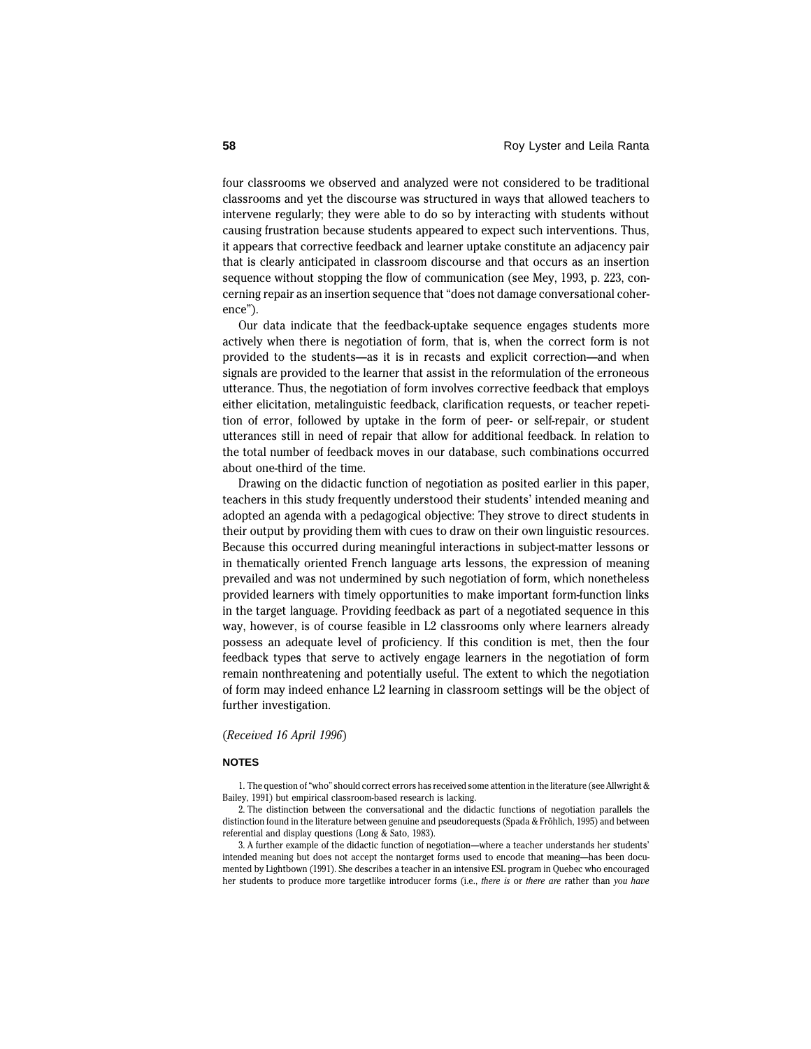four classrooms we observed and analyzed were not considered to be traditional classrooms and yet the discourse was structured in ways that allowed teachers to intervene regularly; they were able to do so by interacting with students without causing frustration because students appeared to expect such interventions. Thus, it appears that corrective feedback and learner uptake constitute an adjacency pair that is clearly anticipated in classroom discourse and that occurs as an insertion sequence without stopping the flow of communication (see Mey, 1993, p. 223, concerning repair as an insertion sequence that "does not damage conversational coherence").

Our data indicate that the feedback-uptake sequence engages students more actively when there is negotiation of form, that is, when the correct form is not provided to the students—as it is in recasts and explicit correction—and when signals are provided to the learner that assist in the reformulation of the erroneous utterance. Thus, the negotiation of form involves corrective feedback that employs either elicitation, metalinguistic feedback, clarification requests, or teacher repetition of error, followed by uptake in the form of peer- or self-repair, or student utterances still in need of repair that allow for additional feedback. In relation to the total number of feedback moves in our database, such combinations occurred about one-third of the time.

Drawing on the didactic function of negotiation as posited earlier in this paper, teachers in this study frequently understood their students' intended meaning and adopted an agenda with a pedagogical objective: They strove to direct students in their output by providing them with cues to draw on their own linguistic resources. Because this occurred during meaningful interactions in subject-matter lessons or in thematically oriented French language arts lessons, the expression of meaning prevailed and was not undermined by such negotiation of form, which nonetheless provided learners with timely opportunities to make important form-function links in the target language. Providing feedback as part of a negotiated sequence in this way, however, is of course feasible in L2 classrooms only where learners already possess an adequate level of proficiency. If this condition is met, then the four feedback types that serve to actively engage learners in the negotiation of form remain nonthreatening and potentially useful. The extent to which the negotiation of form may indeed enhance L2 learning in classroom settings will be the object of further investigation.

(*Received 16 April 1996*)

## NOTES

1. The question of "who" should correct errors has received some attention in the literature (see Allwright & Bailey, 1991) but empirical classroom-based research is lacking.

2. The distinction between the conversational and the didactic functions of negotiation parallels the distinction found in the literature between genuine and pseudorequests (Spada & Fröhlich, 1995) and between referential and display questions (Long & Sato, 1983).

3. A further example of the didactic function of negotiation—where a teacher understands her students' intended meaning but does not accept the nontarget forms used to encode that meaning—has been documented by Lightbown (1991). She describes a teacher in an intensive ESL program in Quebec who encouraged her students to produce more targetlike introducer forms (i.e., *there is* or *there are* rather than *you have*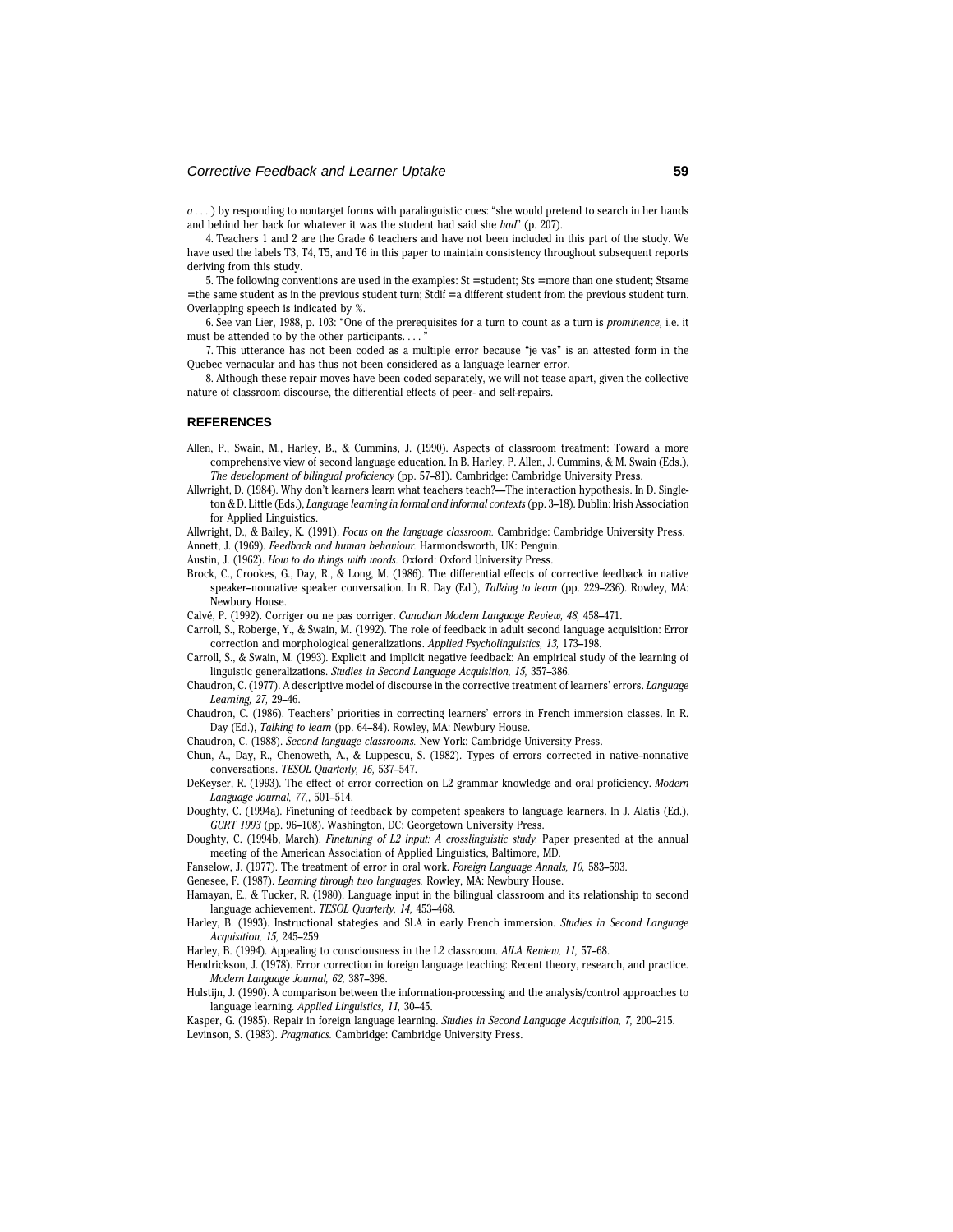*a . . .* ) by responding to nontarget forms with paralinguistic cues: "she would pretend to search in her hands and behind her back for whatever it was the student had said she *had*" (p. 207).

4. Teachers 1 and 2 are the Grade 6 teachers and have not been included in this part of the study. We have used the labels T3, T4, T5, and T6 in this paper to maintain consistency throughout subsequent reports deriving from this study.

5. The following conventions are used in the examples: St = student; Sts = more than one student; Stsame = the same student as in the previous student turn; Stdif = a different student from the previous student turn. Overlapping speech is indicated by %.

6. See van Lier, 1988, p. 103: "One of the prerequisites for a turn to count as a turn is *prominence,* i.e. it must be attended to by the other participants. . . . "

7. This utterance has not been coded as a multiple error because "je vas" is an attested form in the Quebec vernacular and has thus not been considered as a language learner error.

8. Although these repair moves have been coded separately, we will not tease apart, given the collective nature of classroom discourse, the differential effects of peer- and self-repairs.

## REFERENCES

Allen, P., Swain, M., Harley, B., & Cummins, J. (1990). Aspects of classroom treatment: Toward a more comprehensive view of second language education. In B. Harley, P. Allen, J. Cummins, & M. Swain (Eds.), *The development of bilingual proficiency* (pp. 57–81). Cambridge: Cambridge University Press.

Allwright, D. (1984). Why don't learners learn what teachers teach?—The interaction hypothesis. In D. Singleton & D. Little (Eds.), *Language learning in formal and informal contexts* (pp. 3–18). Dublin: Irish Association for Applied Linguistics.

Allwright, D., & Bailey, K. (1991). *Focus on the language classroom.* Cambridge: Cambridge University Press.

Annett, J. (1969). *Feedback and human behaviour.* Harmondsworth, UK: Penguin.

Austin, J. (1962). *How to do things with words.* Oxford: Oxford University Press.

Brock, C., Crookes, G., Day, R., & Long, M. (1986). The differential effects of corrective feedback in native speaker–nonnative speaker conversation. In R. Day (Ed.), *Talking to learn* (pp. 229–236). Rowley, MA: Newbury House.

Calvé, P. (1992). Corriger ou ne pas corriger. *Canadian Modern Language Review, 48,* 458–471.

Carroll, S., Roberge, Y., & Swain, M. (1992). The role of feedback in adult second language acquisition: Error correction and morphological generalizations. *Applied Psycholinguistics, 13,* 173–198.

Carroll, S., & Swain, M. (1993). Explicit and implicit negative feedback: An empirical study of the learning of linguistic generalizations. *Studies in Second Language Acquisition, 15,* 357–386.

Chaudron, C. (1977). A descriptive model of discourse in the corrective treatment of learners' errors. *Language Learning, 27,* 29–46.

Chaudron, C. (1986). Teachers' priorities in correcting learners' errors in French immersion classes. In R. Day (Ed.), *Talking to learn* (pp. 64–84). Rowley, MA: Newbury House.

Chaudron, C. (1988). *Second language classrooms.* New York: Cambridge University Press.

Chun, A., Day, R., Chenoweth, A., & Luppescu, S. (1982). Types of errors corrected in native–nonnative conversations. *TESOL Quarterly, 16,* 537–547.

DeKeyser, R. (1993). The effect of error correction on L2 grammar knowledge and oral proficiency. *Modern Language Journal, 77,*, 501–514.

Doughty, C. (1994a). Finetuning of feedback by competent speakers to language learners. In J. Alatis (Ed.), *GURT 1993* (pp. 96–108). Washington, DC: Georgetown University Press.

Doughty, C. (1994b, March). *Finetuning of L2 input: A crosslinguistic study.* Paper presented at the annual meeting of the American Association of Applied Linguistics, Baltimore, MD.

Fanselow, J. (1977). The treatment of error in oral work. *Foreign Language Annals, 10,* 583–593.

Genesee, F. (1987). *Learning through two languages.* Rowley, MA: Newbury House.

Hamayan, E., & Tucker, R. (1980). Language input in the bilingual classroom and its relationship to second language achievement. *TESOL Quarterly, 14,* 453–468.

Harley, B. (1993). Instructional stategies and SLA in early French immersion. *Studies in Second Language Acquisition, 15,* 245–259.

Harley, B. (1994). Appealing to consciousness in the L2 classroom. *AILA Review, 11,* 57–68.

Hendrickson, J. (1978). Error correction in foreign language teaching: Recent theory, research, and practice. *Modern Language Journal, 62,* 387–398.

Hulstijn, J. (1990). A comparison between the information-processing and the analysis/control approaches to language learning. *Applied Linguistics, 11,* 30–45.

Kasper, G. (1985). Repair in foreign language learning. *Studies in Second Language Acquisition, 7,* 200–215.

Levinson, S. (1983). *Pragmatics.* Cambridge: Cambridge University Press.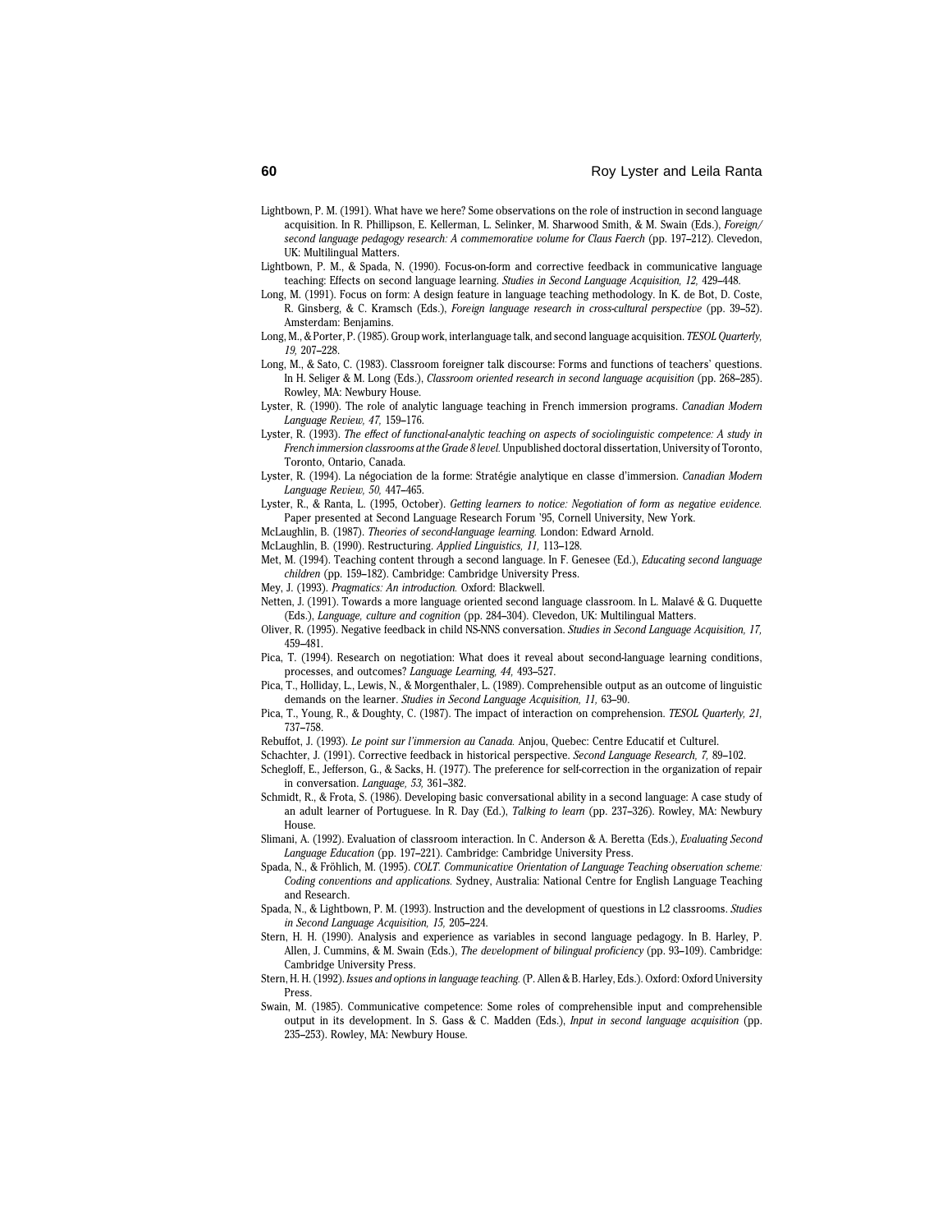Lightbown, P. M. (1991). What have we here? Some observations on the role of instruction in second language acquisition. In R. Phillipson, E. Kellerman, L. Selinker, M. Sharwood Smith, & M. Swain (Eds.), *Foreign/second language pedagogy research: A commemorative volume for Claus Faerch* (pp. 197–212). Clevedon, UK: Multilingual Matters.

Lightbown, P. M., & Spada, N. (1990). Focus-on-form and corrective feedback in communicative language teaching: Effects on second language learning. *Studies in Second Language Acquisition, 12,* 429–448.

Long, M. (1991). Focus on form: A design feature in language teaching methodology. In K. de Bot, D. Coste, R. Ginsberg, & C. Kramsch (Eds.), *Foreign language research in cross-cultural perspective* (pp. 39–52). Amsterdam: Benjamins.

Long, M., & Porter, P. (1985). Group work, interlanguage talk, and second language acquisition. *TESOL Quarterly, 19,* 207–228.

Long, M., & Sato, C. (1983). Classroom foreigner talk discourse: Forms and functions of teachers' questions. In H. Seliger & M. Long (Eds.), *Classroom oriented research in second language acquisition* (pp. 268–285). Rowley, MA: Newbury House.

Lyster, R. (1990). The role of analytic language teaching in French immersion programs. *Canadian Modern Language Review, 47,* 159–176.

Lyster, R. (1993). *The effect of functional-analytic teaching on aspects of sociolinguistic competence: A study in French immersion classrooms at the Grade 8 level.* Unpublished doctoral dissertation, University of Toronto, Toronto, Ontario, Canada.

Lyster, R. (1994). La négociation de la forme: Stratégie analytique en classe d'immersion. *Canadian Modern Language Review, 50,* 447–465.

Lyster, R., & Ranta, L. (1995, October). *Getting learners to notice: Negotiation of form as negative evidence.* Paper presented at Second Language Research Forum '95, Cornell University, New York.

McLaughlin, B. (1987). *Theories of second-language learning.* London: Edward Arnold.

McLaughlin, B. (1990). Restructuring. *Applied Linguistics, 11,* 113–128.

Met, M. (1994). Teaching content through a second language. In F. Genesee (Ed.), *Educating second language children* (pp. 159–182). Cambridge: Cambridge University Press.

Mey, J. (1993). *Pragmatics: An introduction.* Oxford: Blackwell.

Netten, J. (1991). Towards a more language oriented second language classroom. In L. Malavé & G. Duquette (Eds.), *Language, culture and cognition* (pp. 284–304). Clevedon, UK: Multilingual Matters.

Oliver, R. (1995). Negative feedback in child NS-NNS conversation. *Studies in Second Language Acquisition, 17,* 459–481.

Pica, T. (1994). Research on negotiation: What does it reveal about second-language learning conditions, processes, and outcomes? *Language Learning, 44,* 493–527.

Pica, T., Holliday, L., Lewis, N., & Morgenthaler, L. (1989). Comprehensible output as an outcome of linguistic demands on the learner. *Studies in Second Language Acquisition, 11,* 63–90.

Pica, T., Young, R., & Doughty, C. (1987). The impact of interaction on comprehension. *TESOL Quarterly, 21,* 737–758.

Rebuffot, J. (1993). *Le point sur l'immersion au Canada.* Anjou, Quebec: Centre Educatif et Culturel.

Schachter, J. (1991). Corrective feedback in historical perspective. *Second Language Research, 7,* 89–102.

Schegloff, E., Jefferson, G., & Sacks, H. (1977). The preference for self-correction in the organization of repair in conversation. *Language, 53,* 361–382.

Schmidt, R., & Frota, S. (1986). Developing basic conversational ability in a second language: A case study of an adult learner of Portuguese. In R. Day (Ed.), *Talking to learn* (pp. 237–326). Rowley, MA: Newbury House.

Slimani, A. (1992). Evaluation of classroom interaction. In C. Anderson & A. Beretta (Eds.), *Evaluating Second Language Education* (pp. 197–221). Cambridge: Cambridge University Press.

Spada, N., & Fröhlich, M. (1995). *COLT. Communicative Orientation of Language Teaching observation scheme: Coding conventions and applications.* Sydney, Australia: National Centre for English Language Teaching and Research.

Spada, N., & Lightbown, P. M. (1993). Instruction and the development of questions in L2 classrooms. *Studies in Second Language Acquisition, 15,* 205–224.

Stern, H. H. (1990). Analysis and experience as variables in second language pedagogy. In B. Harley, P. Allen, J. Cummins, & M. Swain (Eds.), *The development of bilingual proficiency* (pp. 93–109). Cambridge: Cambridge University Press.

Stern, H. H. (1992). *Issues and options in language teaching.* (P. Allen & B. Harley, Eds.). Oxford: Oxford University Press.

Swain, M. (1985). Communicative competence: Some roles of comprehensible input and comprehensible output in its development. In S. Gass & C. Madden (Eds.), *Input in second language acquisition* (pp. 235–253). Rowley, MA: Newbury House.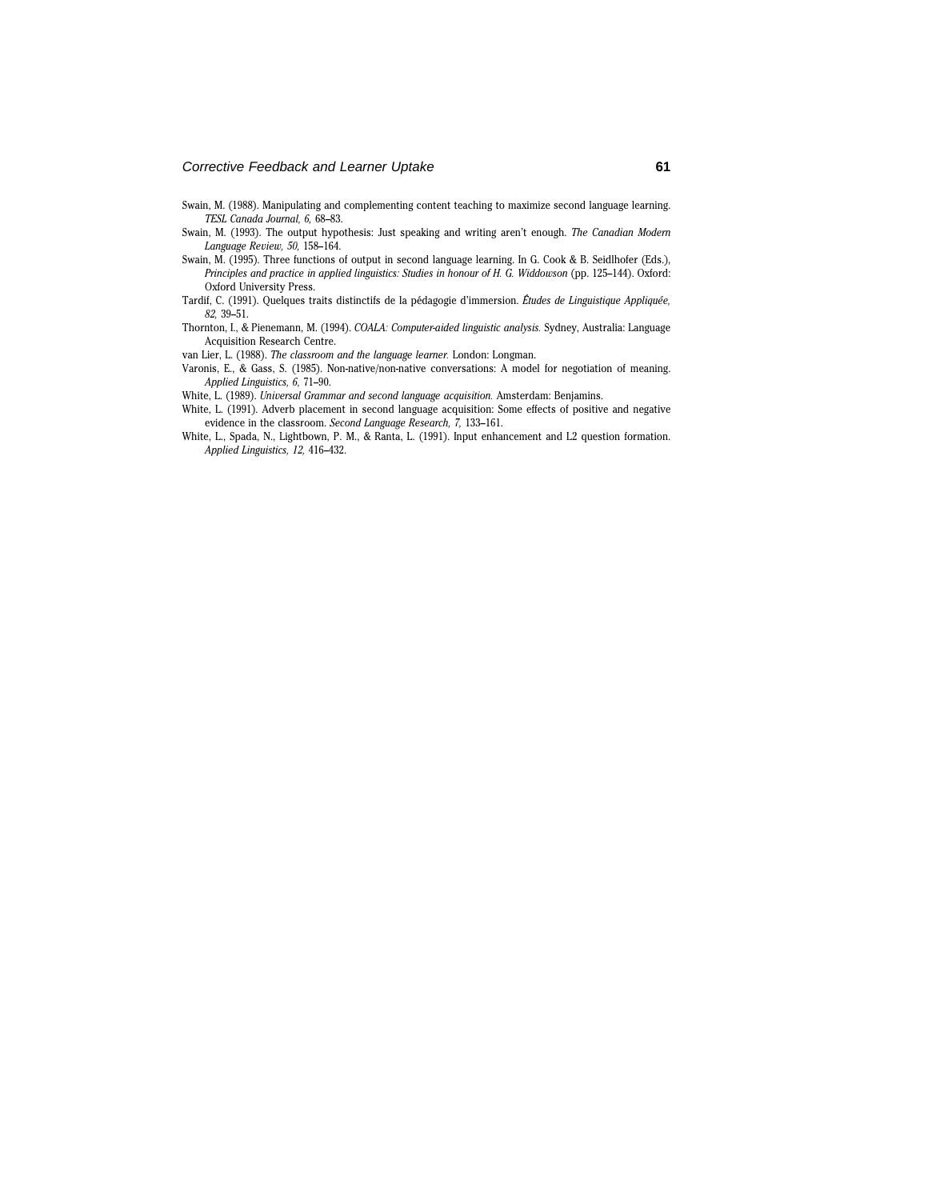Swain, M. (1988). Manipulating and complementing content teaching to maximize second language learning. *TESL Canada Journal, 6,* 68–83.

Swain, M. (1993). The output hypothesis: Just speaking and writing aren't enough. *The Canadian Modern Language Review, 50,* 158–164.

Swain, M. (1995). Three functions of output in second language learning. In G. Cook & B. Seidlhofer (Eds.), *Principles and practice in applied linguistics: Studies in honour of H. G. Widdowson* (pp. 125–144). Oxford: Oxford University Press.

Tardif, C. (1991). Quelques traits distinctifs de la pédagogie d'immersion. *Études de Linguistique Appliquée, 82,* 39–51.

Thornton, I., & Pienemann, M. (1994). *COALA: Computer-aided linguistic analysis.* Sydney, Australia: Language Acquisition Research Centre.

van Lier, L. (1988). *The classroom and the language learner.* London: Longman.

Varonis, E., & Gass, S. (1985). Non-native/non-native conversations: A model for negotiation of meaning. *Applied Linguistics, 6,* 71–90.

White, L. (1989). *Universal Grammar and second language acquisition.* Amsterdam: Benjamins.

White, L. (1991). Adverb placement in second language acquisition: Some effects of positive and negative evidence in the classroom. *Second Language Research, 7,* 133–161.

White, L., Spada, N., Lightbown, P. M., & Ranta, L. (1991). Input enhancement and L2 question formation. *Applied Linguistics, 12,* 416–432.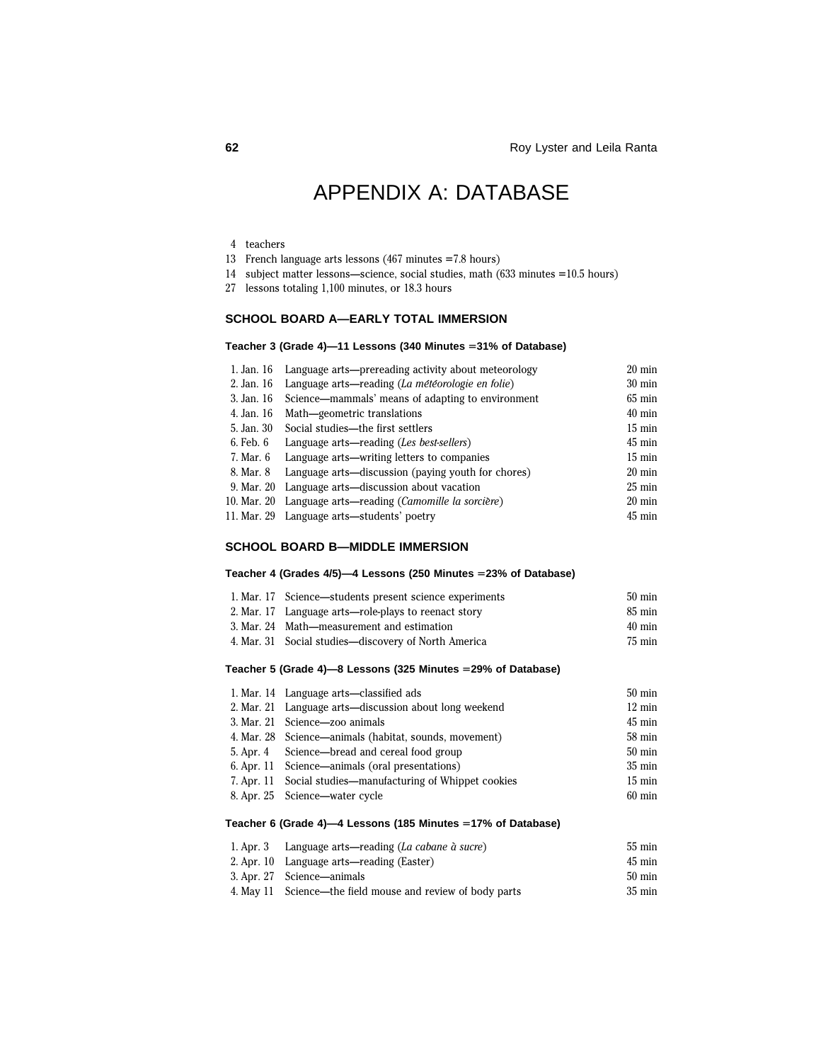# APPENDIX A: DATABASE

4 teachers
13 French language arts lessons (467 minutes = 7.8 hours)
14 subject matter lessons—science, social studies, math (633 minutes = 10.5 hours)
27 lessons totaling 1,100 minutes, or 18.3 hours

## SCHOOL BOARD A—EARLY TOTAL IMMERSION

### Teacher 3 (Grade 4)—11 Lessons (340 Minutes = 31% of Database)

| | | |
|---|---|---|
| 1. Jan. 16 | Language arts—prereading activity about meteorology | 20 min |
| 2. Jan. 16 | Language arts—reading (*La météorologie en folie*) | 30 min |
| 3. Jan. 16 | Science—mammals' means of adapting to environment | 65 min |
| 4. Jan. 16 | Math—geometric translations | 40 min |
| 5. Jan. 30 | Social studies—the first settlers | 15 min |
| 6. Feb. 6 | Language arts—reading (*Les best-sellers*) | 45 min |
| 7. Mar. 6 | Language arts—writing letters to companies | 15 min |
| 8. Mar. 8 | Language arts—discussion (paying youth for chores) | 20 min |
| 9. Mar. 20 | Language arts—discussion about vacation | 25 min |
| 10. Mar. 20 | Language arts—reading (*Camomille la sorcière*) | 20 min |
| 11. Mar. 29 | Language arts—students' poetry | 45 min |

## SCHOOL BOARD B—MIDDLE IMMERSION

### Teacher 4 (Grades 4/5)—4 Lessons (250 Minutes = 23% of Database)

| | | |
|---|---|---|
| 1. Mar. 17 | Science—students present science experiments | 50 min |
| 2. Mar. 17 | Language arts—role-plays to reenact story | 85 min |
| 3. Mar. 24 | Math—measurement and estimation | 40 min |
| 4. Mar. 31 | Social studies—discovery of North America | 75 min |

### Teacher 5 (Grade 4)—8 Lessons (325 Minutes = 29% of Database)

| | | |
|---|---|---|
| 1. Mar. 14 | Language arts—classified ads | 50 min |
| 2. Mar. 21 | Language arts—discussion about long weekend | 12 min |
| 3. Mar. 21 | Science—zoo animals | 45 min |
| 4. Mar. 28 | Science—animals (habitat, sounds, movement) | 58 min |
| 5. Apr. 4 | Science—bread and cereal food group | 50 min |
| 6. Apr. 11 | Science—animals (oral presentations) | 35 min |
| 7. Apr. 11 | Social studies—manufacturing of Whippet cookies | 15 min |
| 8. Apr. 25 | Science—water cycle | 60 min |

### Teacher 6 (Grade 4)—4 Lessons (185 Minutes = 17% of Database)

| | | |
|---|---|---|
| 1. Apr. 3 | Language arts—reading (*La cabane à sucre*) | 55 min |
| 2. Apr. 10 | Language arts—reading (Easter) | 45 min |
| 3. Apr. 27 | Science—animals | 50 min |
| 4. May 11 | Science—the field mouse and review of body parts | 35 min |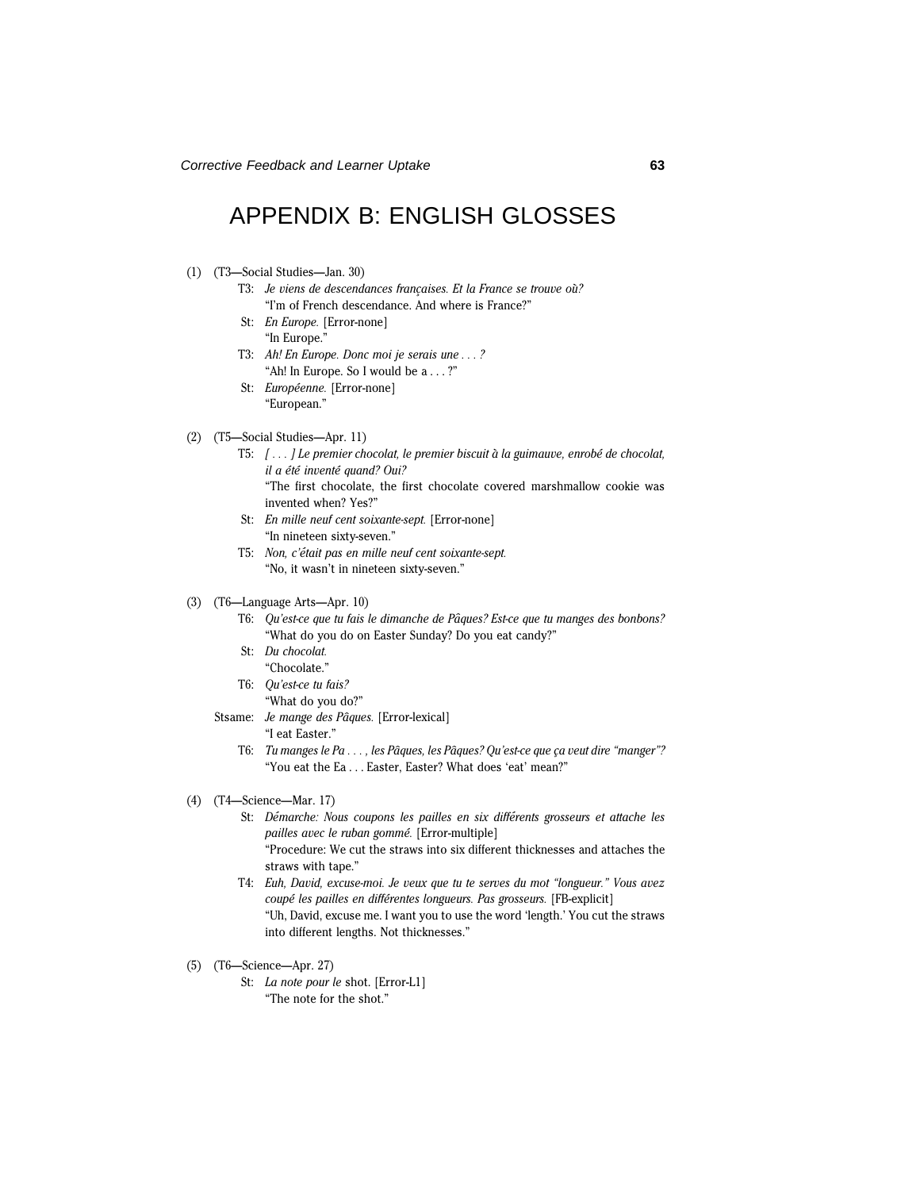# APPENDIX B: ENGLISH GLOSSES

(1) (T3—Social Studies—Jan. 30)

T3: *Je viens de descendances françaises. Et la France se trouve où?*
"I'm of French descendance. And where is France?"

St: *En Europe.* [Error-none]
"In Europe."

T3: *Ah! En Europe. Donc moi je serais une . . . ?*
"Ah! In Europe. So I would be a . . . ?"

St: *Européenne.* [Error-none]
"European."

(2) (T5—Social Studies—Apr. 11)

T5: *[ . . . ] Le premier chocolat, le premier biscuit à la guimauve, enrobé de chocolat, il a été inventé quand? Oui?*
"The first chocolate, the first chocolate covered marshmallow cookie was invented when? Yes?"

St: *En mille neuf cent soixante-sept.* [Error-none]
"In nineteen sixty-seven."

T5: *Non, c'était pas en mille neuf cent soixante-sept.*
"No, it wasn't in nineteen sixty-seven."

(3) (T6—Language Arts—Apr. 10)

T6: *Qu'est-ce que tu fais le dimanche de Pâques? Est-ce que tu manges des bonbons?*
"What do you do on Easter Sunday? Do you eat candy?"

St: *Du chocolat.*
"Chocolate."

T6: *Qu'est-ce tu fais?*
"What do you do?"

Stsame: *Je mange des Pâques.* [Error-lexical]
"I eat Easter."

T6: *Tu manges le Pa . . . , les Pâques, les Pâques? Qu'est-ce que ça veut dire "manger"?*
"You eat the Ea . . . Easter, Easter? What does 'eat' mean?"

(4) (T4—Science—Mar. 17)

St: *Démarche: Nous coupons les pailles en six différents grosseurs et attache les pailles avec le ruban gommé.* [Error-multiple]
"Procedure: We cut the straws into six different thicknesses and attaches the straws with tape."

T4: *Euh, David, excuse-moi. Je veux que tu te serves du mot "longueur." Vous avez coupé les pailles en différentes longueurs. Pas grosseurs.* [FB-explicit]
"Uh, David, excuse me. I want you to use the word 'length.' You cut the straws into different lengths. Not thicknesses."

(5) (T6—Science—Apr. 27)

St: *La note pour le* shot. [Error-L1]
"The note for the shot."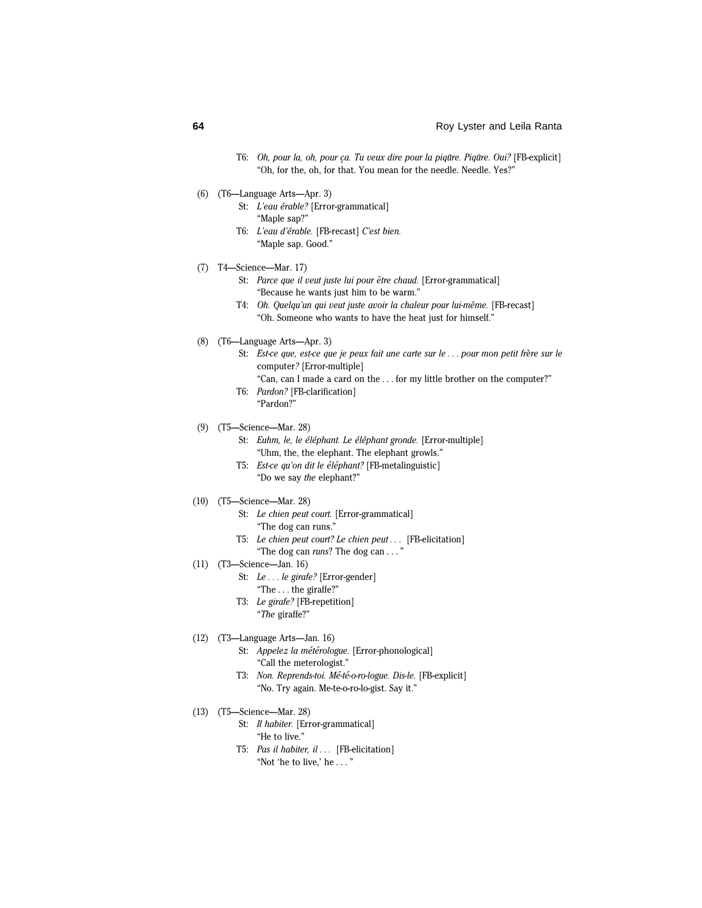T6: *Oh, pour la, oh, pour ça. Tu veux dire pour la piqûre. Piqûre. Oui?* [FB-explicit]
"Oh, for the, oh, for that. You mean for the needle. Needle. Yes?"

(6) (T6—Language Arts—Apr. 3)

St: *L'eau érable?* [Error-grammatical]
"Maple sap?"

T6: *L'eau d'érable.* [FB-recast] *C'est bien.*
"Maple sap. Good."

(7) T4—Science—Mar. 17)

St: *Parce que il veut juste lui pour être chaud.* [Error-grammatical]
"Because he wants just him to be warm."

T4: *Oh. Quelqu'un qui veut juste avoir la chaleur pour lui-même.* [FB-recast]
"Oh. Someone who wants to have the heat just for himself."

(8) (T6—Language Arts—Apr. 3)

St: *Est-ce que, est-ce que je peux fait une carte sur le . . . pour mon petit frère sur le* computer*?* [Error-multiple]
"Can, can I made a card on the . . . for my little brother on the computer?"

T6: *Pardon?* [FB-clarification]
"Pardon?"

(9) (T5—Science—Mar. 28)

St: *Euhm, le, le éléphant. Le éléphant gronde.* [Error-multiple]
"Uhm, the, the elephant. The elephant growls."

T5: *Est-ce qu'on dit le éléphant?* [FB-metalinguistic]
"Do we say *the* elephant?"

(10) (T5—Science—Mar. 28)

St: *Le chien peut court.* [Error-grammatical]
"The dog can runs."

T5: *Le chien peut court? Le chien peut . . .* [FB-elicitation]
"The dog can *runs*? The dog can . . . "

(11) (T3—Science—Jan. 16)

St: *Le . . . le girafe?* [Error-gender]
"The . . . the giraffe?"

T3: *Le girafe?* [FB-repetition]
"*The* giraffe?"

(12) (T3—Language Arts—Jan. 16)

St: *Appelez la météroloque.* [Error-phonological]
"Call the meterologist."

T3: *Non. Reprends-toi. Mé-té-o-ro-logue. Dis-le.* [FB-explicit]
"No. Try again. Me-te-o-ro-lo-gist. Say it."

(13) (T5—Science—Mar. 28)

St: *Il habiter.* [Error-grammatical]
"He to live."

T5: *Pas il habiter, il . . .* [FB-elicitation]
"Not 'he to live,' he . . . "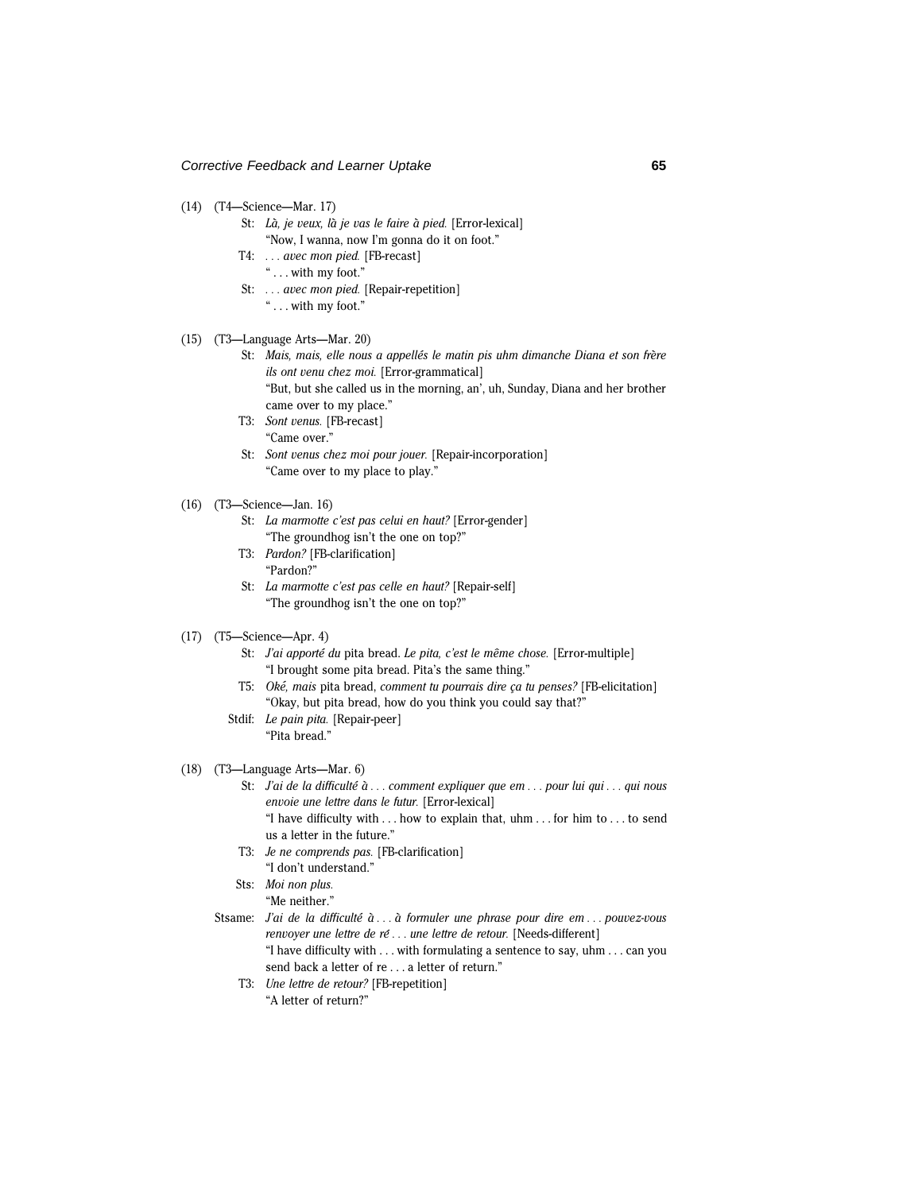(14) (T4—Science—Mar. 17)

St: *Là, je veux, là je vas le faire à pied.* [Error-lexical]
"Now, I wanna, now I'm gonna do it on foot."

T4: *. . . avec mon pied.* [FB-recast]
" . . . with my foot."

St: *. . . avec mon pied.* [Repair-repetition]
" . . . with my foot."

(15) (T3—Language Arts—Mar. 20)

St: *Mais, mais, elle nous a appellés le matin pis uhm dimanche Diana et son frère ils ont venu chez moi.* [Error-grammatical]
"But, but she called us in the morning, an', uh, Sunday, Diana and her brother came over to my place."

T3: *Sont venus.* [FB-recast]
"Came over."

St: *Sont venus chez moi pour jouer.* [Repair-incorporation]
"Came over to my place to play."

(16) (T3—Science—Jan. 16)

St: *La marmotte c'est pas celui en haut?* [Error-gender]
"The groundhog isn't the one on top?"

T3: *Pardon?* [FB-clarification]
"Pardon?"

St: *La marmotte c'est pas celle en haut?* [Repair-self]
"The groundhog isn't the one on top?"

(17) (T5—Science—Apr. 4)

St: *J'ai apporté du* pita bread. *Le pita, c'est le même chose.* [Error-multiple]
"I brought some pita bread. Pita's the same thing."

T5: *Oké, mais* pita bread, *comment tu pourrais dire ça tu penses?* [FB-elicitation]
"Okay, but pita bread, how do you think you could say that?"

Stdif: *Le pain pita.* [Repair-peer]
"Pita bread."

(18) (T3—Language Arts—Mar. 6)

St: *J'ai de la difficulté à . . . comment expliquer que em . . . pour lui qui . . . qui nous envoie une lettre dans le futur.* [Error-lexical]
"I have difficulty with . . . how to explain that, uhm . . . for him to . . . to send us a letter in the future."

T3: *Je ne comprends pas.* [FB-clarification]
"I don't understand."

Sts: *Moi non plus.*
"Me neither."

Stsame: *J'ai de la difficulté à . . . à formuler une phrase pour dire em . . . pouvez-vous renvoyer une lettre de ré . . . une lettre de retour.* [Needs-different]
"I have difficulty with . . . with formulating a sentence to say, uhm . . . can you send back a letter of re . . . a letter of return."

T3: *Une lettre de retour?* [FB-repetition]
"A letter of return?"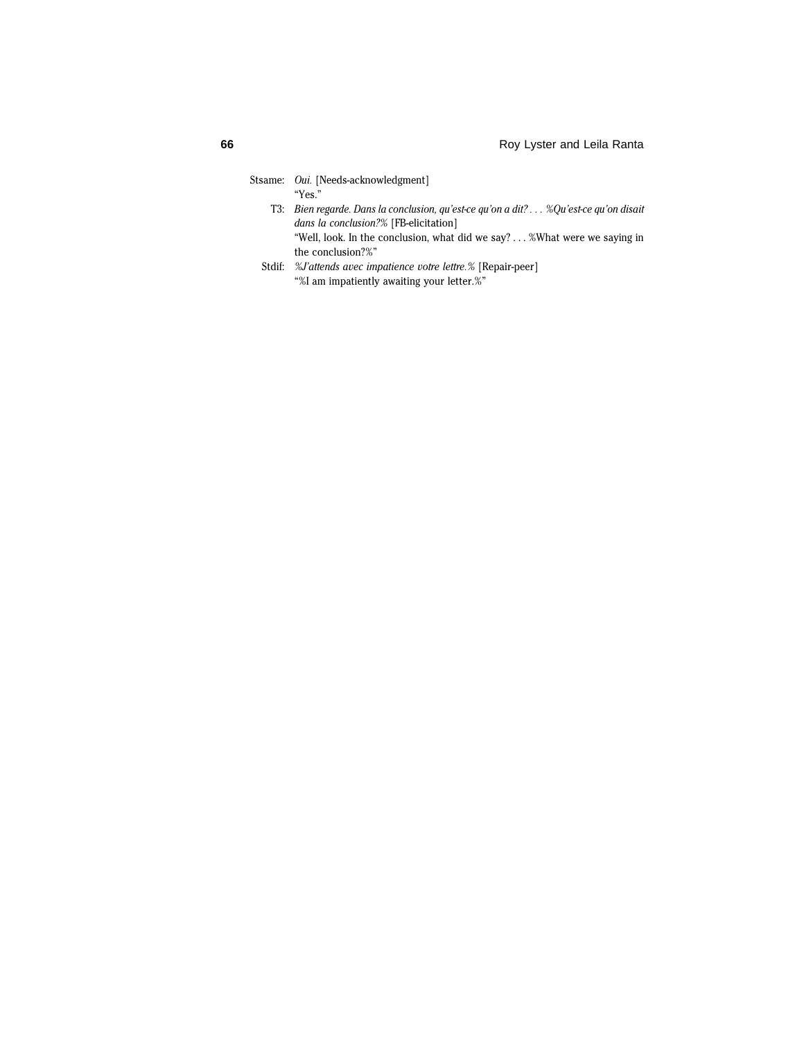Stsame: *Oui.* [Needs-acknowledgment]
"Yes."

T3: *Bien regarde. Dans la conclusion, qu'est-ce qu'on a dit? . . . %Qu'est-ce qu'on disait dans la conclusion?%* [FB-elicitation]
"Well, look. In the conclusion, what did we say? . . . %What were we saying in the conclusion?%"

Stdif: *%J'attends avec impatience votre lettre.%* [Repair-peer]
"%I am impatiently awaiting your letter.%"